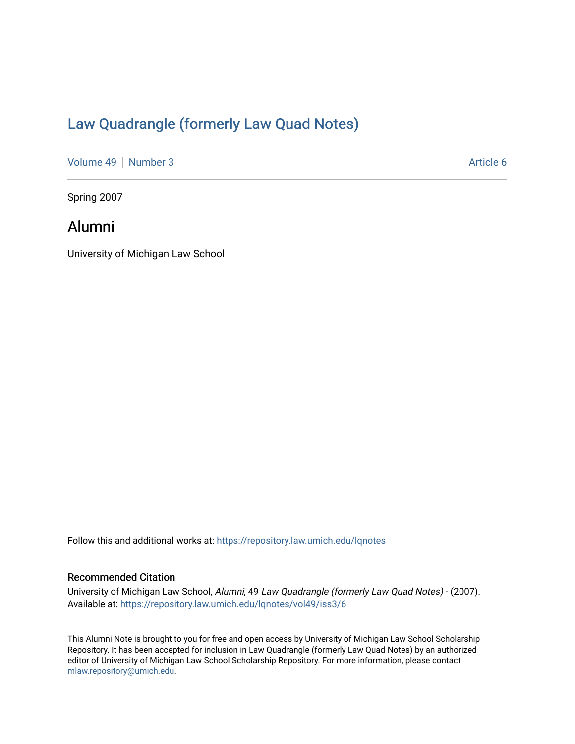# Law Quadrangle (formerly Law Quad Notes)

Volume 49 | Number 3 — Article 6

Spring 2007

## Alumni

University of Michigan Law School

Follow this and additional works at: https://repository.law.umich.edu/lqnotes

### Recommended Citation

University of Michigan Law School, *Alumni*, 49 *Law Quadrangle (formerly Law Quad Notes)* - (2007). Available at: https://repository.law.umich.edu/lqnotes/vol49/iss3/6

This Alumni Note is brought to you for free and open access by University of Michigan Law School Scholarship Repository. It has been accepted for inclusion in Law Quadrangle (formerly Law Quad Notes) by an authorized editor of University of Michigan Law School Scholarship Repository. For more information, please contact mlaw.repository@umich.edu.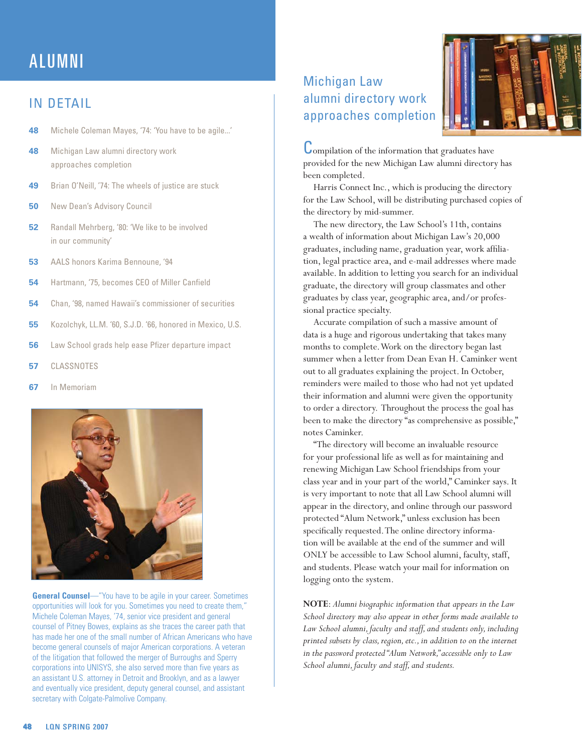# ALUMNI

## IN DETAIL

- **48** Michele Coleman Mayes, '74: 'You have to be agile...'
- **48** Michigan Law alumni directory work approaches completion
- **49** Brian O'Neill, '74: The wheels of justice are stuck
- **50** New Dean's Advisory Council
- **52** Randall Mehrberg, '80: 'We like to be involved in our community'
- **53** AALS honors Karima Bennoune, '94
- **54** Hartmann, '75, becomes CEO of Miller Canfield
- **54** Chan, '98, named Hawaii's commissioner of securities
- **55** Kozolchyk, LL.M. '60, S.J.D. '66, honored in Mexico, U.S.
- **56** Law School grads help ease Pfizer departure impact
- **57** CLASSNOTES
- **67** In Memoriam

**General Counsel**—"You have to be agile in your career. Sometimes opportunities will look for you. Sometimes you need to create them," Michele Coleman Mayes, '74, senior vice president and general counsel of Pitney Bowes, explains as she traces the career path that has made her one of the small number of African Americans who have become general counsels of major American corporations. A veteran of the litigation that followed the merger of Burroughs and Sperry corporations into UNISYS, she also served more than five years as an assistant U.S. attorney in Detroit and Brooklyn, and as a lawyer and eventually vice president, deputy general counsel, and assistant secretary with Colgate-Palmolive Company.

## Michigan Law alumni directory work approaches completion

Compilation of the information that graduates have provided for the new Michigan Law alumni directory has been completed.

Harris Connect Inc., which is producing the directory for the Law School, will be distributing purchased copies of the directory by mid-summer.

The new directory, the Law School's 11th, contains a wealth of information about Michigan Law's 20,000 graduates, including name, graduation year, work affiliation, legal practice area, and e-mail addresses where made available. In addition to letting you search for an individual graduate, the directory will group classmates and other graduates by class year, geographic area, and/or professional practice specialty.

Accurate compilation of such a massive amount of data is a huge and rigorous undertaking that takes many months to complete. Work on the directory began last summer when a letter from Dean Evan H. Caminker went out to all graduates explaining the project. In October, reminders were mailed to those who had not yet updated their information and alumni were given the opportunity to order a directory. Throughout the process the goal has been to make the directory "as comprehensive as possible," notes Caminker.

"The directory will become an invaluable resource for your professional life as well as for maintaining and renewing Michigan Law School friendships from your class year and in your part of the world," Caminker says. It is very important to note that all Law School alumni will appear in the directory, and online through our password protected "Alum Network," unless exclusion has been specifically requested. The online directory information will be available at the end of the summer and will ONLY be accessible to Law School alumni, faculty, staff, and students. Please watch your mail for information on logging onto the system.

**NOTE**: *Alumni biographic information that appears in the Law School directory may also appear in other forms made available to Law School alumni, faculty and staff, and students only, including printed subsets by class, region, etc., in addition to on the internet in the password protected "Alum Network," accessible only to Law School alumni, faculty and staff, and students.*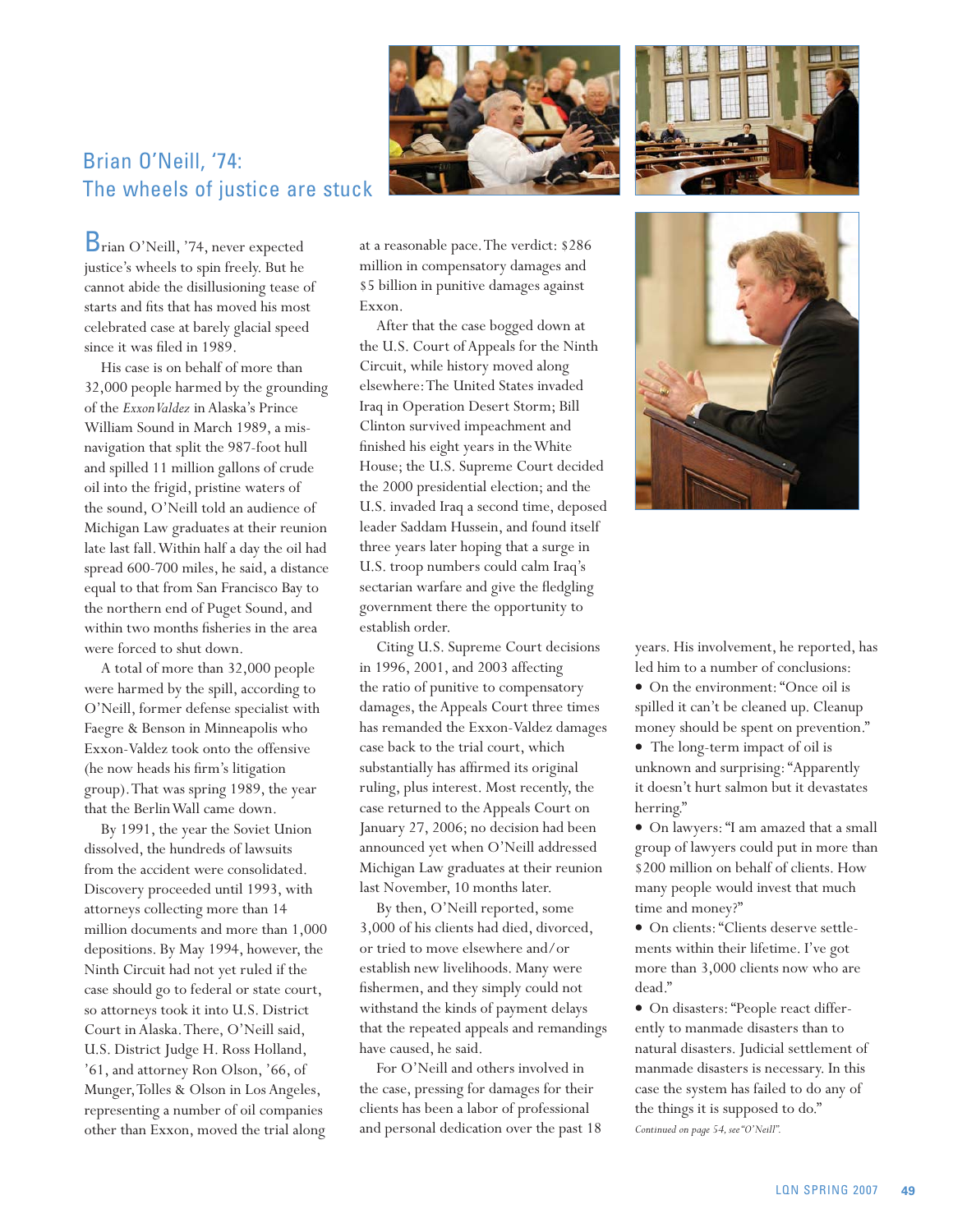## Brian O'Neill, '74: The wheels of justice are stuck

Brian O'Neill, '74, never expected justice's wheels to spin freely. But he cannot abide the disillusioning tease of starts and fits that has moved his most celebrated case at barely glacial speed since it was filed in 1989.

His case is on behalf of more than 32,000 people harmed by the grounding of the *Exxon Valdez* in Alaska's Prince William Sound in March 1989, a mis-navigation that split the 987-foot hull and spilled 11 million gallons of crude oil into the frigid, pristine waters of the sound, O'Neill told an audience of Michigan Law graduates at their reunion late last fall. Within half a day the oil had spread 600-700 miles, he said, a distance equal to that from San Francisco Bay to the northern end of Puget Sound, and within two months fisheries in the area were forced to shut down.

A total of more than 32,000 people were harmed by the spill, according to O'Neill, former defense specialist with Faegre & Benson in Minneapolis who Exxon-Valdez took onto the offensive (he now heads his firm's litigation group). That was spring 1989, the year that the Berlin Wall came down.

By 1991, the year the Soviet Union dissolved, the hundreds of lawsuits from the accident were consolidated. Discovery proceeded until 1993, with attorneys collecting more than 14 million documents and more than 1,000 depositions. By May 1994, however, the Ninth Circuit had not yet ruled if the case should go to federal or state court, so attorneys took it into U.S. District Court in Alaska. There, O'Neill said, U.S. District Judge H. Ross Holland, '61, and attorney Ron Olson, '66, of Munger, Tolles & Olson in Los Angeles, representing a number of oil companies other than Exxon, moved the trial along at a reasonable pace. The verdict: $286 million in compensatory damages and $5 billion in punitive damages against Exxon.

After that the case bogged down at the U.S. Court of Appeals for the Ninth Circuit, while history moved along elsewhere: The United States invaded Iraq in Operation Desert Storm; Bill Clinton survived impeachment and finished his eight years in the White House; the U.S. Supreme Court decided the 2000 presidential election; and the U.S. invaded Iraq a second time, deposed leader Saddam Hussein, and found itself three years later hoping that a surge in U.S. troop numbers could calm Iraq's sectarian warfare and give the fledgling government there the opportunity to establish order.

Citing U.S. Supreme Court decisions in 1996, 2001, and 2003 affecting the ratio of punitive to compensatory damages, the Appeals Court three times has remanded the Exxon-Valdez damages case back to the trial court, which substantially has affirmed its original ruling, plus interest. Most recently, the case returned to the Appeals Court on January 27, 2006; no decision had been announced yet when O'Neill addressed Michigan Law graduates at their reunion last November, 10 months later.

By then, O'Neill reported, some 3,000 of his clients had died, divorced, or tried to move elsewhere and/or establish new livelihoods. Many were fishermen, and they simply could not withstand the kinds of payment delays that the repeated appeals and remandings have caused, he said.

For O'Neill and others involved in the case, pressing for damages for their clients has been a labor of professional and personal dedication over the past 18 years. His involvement, he reported, has led him to a number of conclusions:

- On the environment: "Once oil is spilled it can't be cleaned up. Cleanup money should be spent on prevention."
- The long-term impact of oil is unknown and surprising: "Apparently it doesn't hurt salmon but it devastates herring."
- On lawyers: "I am amazed that a small group of lawyers could put in more than $200 million on behalf of clients. How many people would invest that much time and money?"
- On clients: "Clients deserve settlements within their lifetime. I've got more than 3,000 clients now who are dead."
- On disasters: "People react differently to manmade disasters than to natural disasters. Judicial settlement of manmade disasters is necessary. In this case the system has failed to do any of the things it is supposed to do."

*Continued on page 54, see "O'Neill".*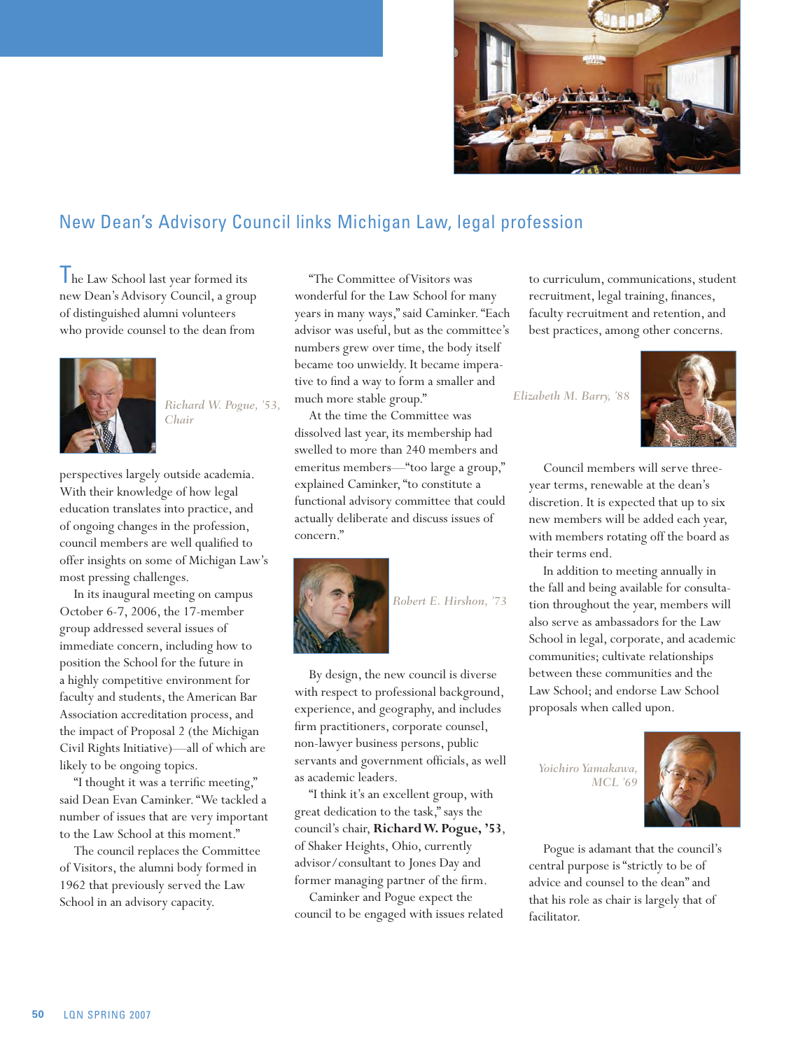## New Dean's Advisory Council links Michigan Law, legal profession

The Law School last year formed its new Dean's Advisory Council, a group of distinguished alumni volunteers who provide counsel to the dean from perspectives largely outside academia. With their knowledge of how legal education translates into practice, and of ongoing changes in the profession, council members are well qualified to offer insights on some of Michigan Law's most pressing challenges.

*Richard W. Pogue, '53, Chair*

In its inaugural meeting on campus October 6-7, 2006, the 17-member group addressed several issues of immediate concern, including how to position the School for the future in a highly competitive environment for faculty and students, the American Bar Association accreditation process, and the impact of Proposal 2 (the Michigan Civil Rights Initiative)—all of which are likely to be ongoing topics.

"I thought it was a terrific meeting," said Dean Evan Caminker. "We tackled a number of issues that are very important to the Law School at this moment."

The council replaces the Committee of Visitors, the alumni body formed in 1962 that previously served the Law School in an advisory capacity.

"The Committee of Visitors was wonderful for the Law School for many years in many ways," said Caminker. "Each advisor was useful, but as the committee's numbers grew over time, the body itself became too unwieldy. It became imperative to find a way to form a smaller and much more stable group."

At the time the Committee was dissolved last year, its membership had swelled to more than 240 members and emeritus members—"too large a group," explained Caminker, "to constitute a functional advisory committee that could actually deliberate and discuss issues of concern."

*Robert E. Hirshon, '73*

By design, the new council is diverse with respect to professional background, experience, and geography, and includes firm practitioners, corporate counsel, non-lawyer business persons, public servants and government officials, as well as academic leaders.

"I think it's an excellent group, with great dedication to the task," says the council's chair, **Richard W. Pogue, '53**, of Shaker Heights, Ohio, currently advisor/consultant to Jones Day and former managing partner of the firm.

Caminker and Pogue expect the council to be engaged with issues related to curriculum, communications, student recruitment, legal training, finances, faculty recruitment and retention, and best practices, among other concerns.

*Elizabeth M. Barry, '88*

Council members will serve three-year terms, renewable at the dean's discretion. It is expected that up to six new members will be added each year, with members rotating off the board as their terms end.

In addition to meeting annually in the fall and being available for consultation throughout the year, members will also serve as ambassadors for the Law School in legal, corporate, and academic communities; cultivate relationships between these communities and the Law School; and endorse Law School proposals when called upon.

*Yoichiro Yamakawa, MCL '69*

Pogue is adamant that the council's central purpose is "strictly to be of advice and counsel to the dean" and that his role as chair is largely that of facilitator.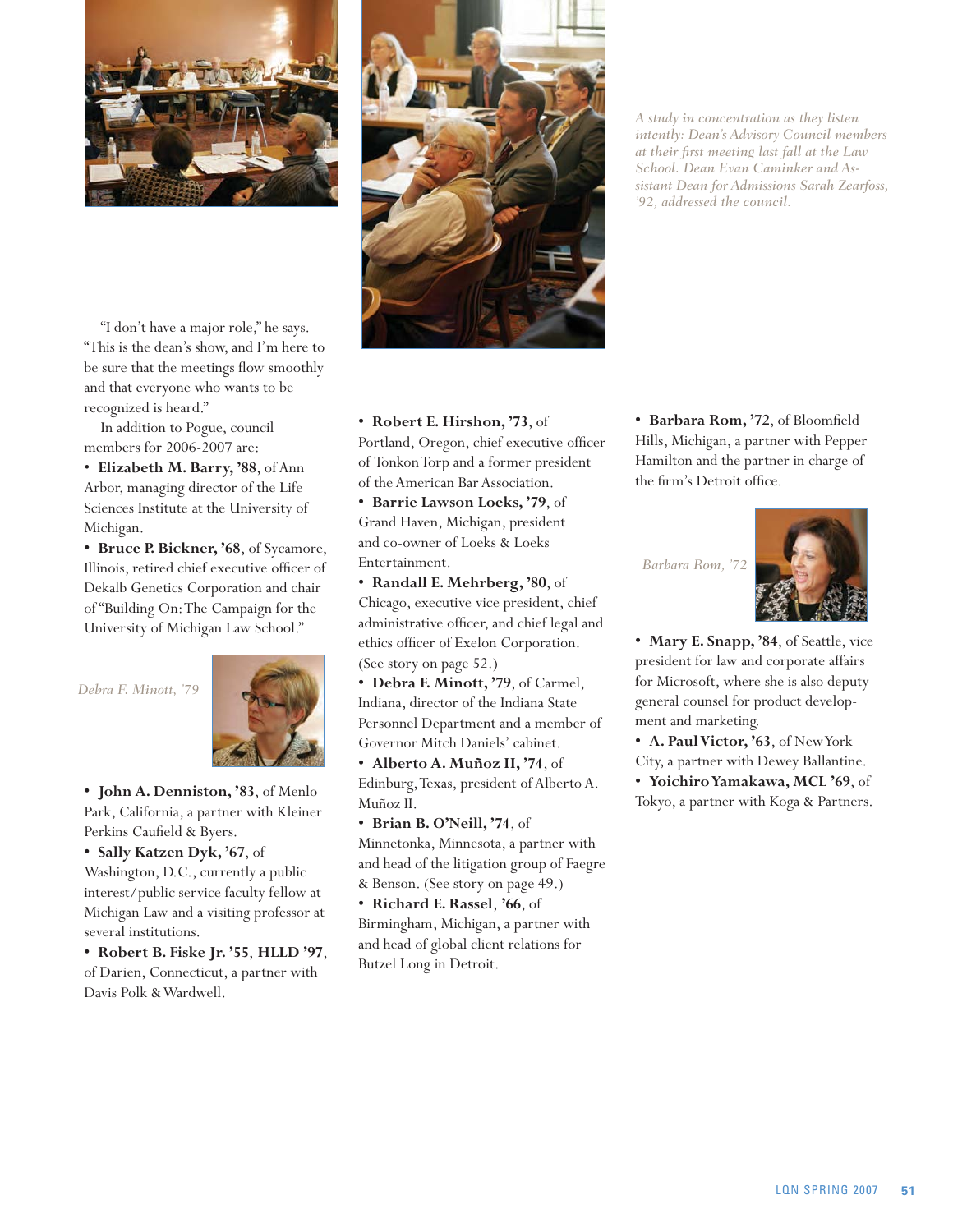*A study in concentration as they listen intently: Dean's Advisory Council members at their first meeting last fall at the Law School. Dean Evan Caminker and Assistant Dean for Admissions Sarah Zearfoss, '92, addressed the council.*

"I don't have a major role," he says. "This is the dean's show, and I'm here to be sure that the meetings flow smoothly and that everyone who wants to be recognized is heard."

In addition to Pogue, council members for 2006-2007 are:

- **Elizabeth M. Barry, '88**, of Ann Arbor, managing director of the Life Sciences Institute at the University of Michigan.
- **Bruce P. Bickner, '68**, of Sycamore, Illinois, retired chief executive officer of Dekalb Genetics Corporation and chair of "Building On: The Campaign for the University of Michigan Law School."

*Debra F. Minott, '79*

- **John A. Denniston, '83**, of Menlo Park, California, a partner with Kleiner Perkins Caufield & Byers.
- **Sally Katzen Dyk, '67**, of Washington, D.C., currently a public interest/public service faculty fellow at Michigan Law and a visiting professor at several institutions.
- **Robert B. Fiske Jr. '55**, **HLLD '97**, of Darien, Connecticut, a partner with Davis Polk & Wardwell.
- **Robert E. Hirshon, '73**, of Portland, Oregon, chief executive officer of Tonkon Torp and a former president of the American Bar Association.
- **Barrie Lawson Loeks, '79**, of Grand Haven, Michigan, president and co-owner of Loeks & Loeks Entertainment.
- **Randall E. Mehrberg, '80**, of Chicago, executive vice president, chief administrative officer, and chief legal and ethics officer of Exelon Corporation. (See story on page 52.)
- **Debra F. Minott, '79**, of Carmel, Indiana, director of the Indiana State Personnel Department and a member of Governor Mitch Daniels' cabinet.
- **Alberto A. Muñoz II, '74**, of Edinburg, Texas, president of Alberto A. Muñoz II.
- **Brian B. O'Neill, '74**, of Minnetonka, Minnesota, a partner with and head of the litigation group of Faegre & Benson. (See story on page 49.)
- **Richard E. Rassel**, **'66**, of Birmingham, Michigan, a partner with and head of global client relations for Butzel Long in Detroit.
- **Barbara Rom, '72**, of Bloomfield Hills, Michigan, a partner with Pepper Hamilton and the partner in charge of the firm's Detroit office.

*Barbara Rom, '72*

- **Mary E. Snapp, '84**, of Seattle, vice president for law and corporate affairs for Microsoft, where she is also deputy general counsel for product development and marketing.
- **A. Paul Victor, '63**, of New York City, a partner with Dewey Ballantine.
- **Yoichiro Yamakawa, MCL '69**, of Tokyo, a partner with Koga & Partners.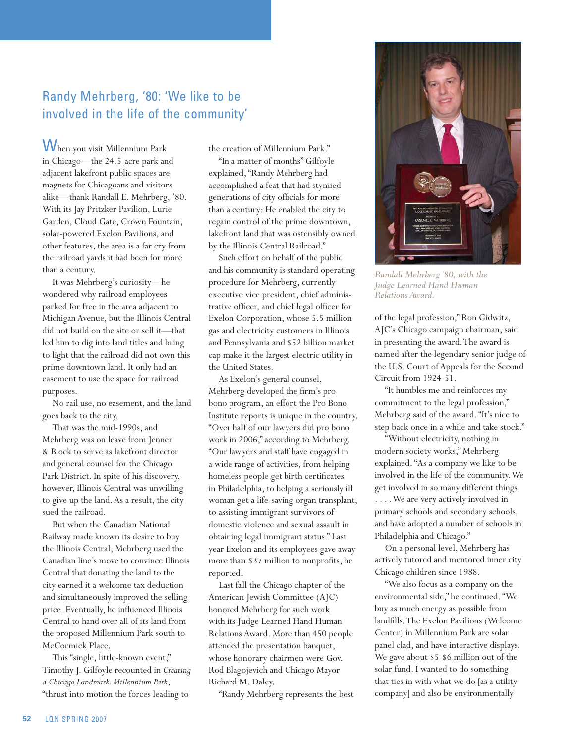## Randy Mehrberg, '80: 'We like to be involved in the life of the community'

When you visit Millennium Park in Chicago—the 24.5-acre park and adjacent lakefront public spaces are magnets for Chicagoans and visitors alike—thank Randall E. Mehrberg, '80. With its Jay Pritzker Pavilion, Lurie Garden, Cloud Gate, Crown Fountain, solar-powered Exelon Pavilions, and other features, the area is a far cry from the railroad yards it had been for more than a century.

It was Mehrberg's curiosity—he wondered why railroad employees parked for free in the area adjacent to Michigan Avenue, but the Illinois Central did not build on the site or sell it—that led him to dig into land titles and bring to light that the railroad did not own this prime downtown land. It only had an easement to use the space for railroad purposes.

No rail use, no easement, and the land goes back to the city.

That was the mid-1990s, and Mehrberg was on leave from Jenner & Block to serve as lakefront director and general counsel for the Chicago Park District. In spite of his discovery, however, Illinois Central was unwilling to give up the land. As a result, the city sued the railroad.

But when the Canadian National Railway made known its desire to buy the Illinois Central, Mehrberg used the Canadian line's move to convince Illinois Central that donating the land to the city earned it a welcome tax deduction and simultaneously improved the selling price. Eventually, he influenced Illinois Central to hand over all of its land from the proposed Millennium Park south to McCormick Place.

This "single, little-known event," Timothy J. Gilfoyle recounted in *Creating a Chicago Landmark: Millennium Park*, "thrust into motion the forces leading to the creation of Millennium Park."

"In a matter of months" Gilfoyle explained, "Randy Mehrberg had accomplished a feat that had stymied generations of city officials for more than a century: He enabled the city to regain control of the prime downtown, lakefront land that was ostensibly owned by the Illinois Central Railroad."

Such effort on behalf of the public and his community is standard operating procedure for Mehrberg, currently executive vice president, chief administrative officer, and chief legal officer for Exelon Corporation, whose 5.5 million gas and electricity customers in Illinois and Pennsylvania and $52 billion market cap make it the largest electric utility in the United States.

As Exelon's general counsel, Mehrberg developed the firm's pro bono program, an effort the Pro Bono Institute reports is unique in the country. "Over half of our lawyers did pro bono work in 2006," according to Mehrberg. "Our lawyers and staff have engaged in a wide range of activities, from helping homeless people get birth certificates in Philadelphia, to helping a seriously ill woman get a life-saving organ transplant, to assisting immigrant survivors of domestic violence and sexual assault in obtaining legal immigrant status." Last year Exelon and its employees gave away more than $37 million to nonprofits, he reported.

Last fall the Chicago chapter of the American Jewish Committee (AJC) honored Mehrberg for such work with its Judge Learned Hand Human Relations Award. More than 450 people attended the presentation banquet, whose honorary chairmen were Gov. Rod Blagojevich and Chicago Mayor Richard M. Daley.

*Randall Mehrberg '80, with the Judge Learned Hand Human Relations Award.*

"Randy Mehrberg represents the best of the legal profession," Ron Gidwitz, AJC's Chicago campaign chairman, said in presenting the award. The award is named after the legendary senior judge of the U.S. Court of Appeals for the Second Circuit from 1924-51.

"It humbles me and reinforces my commitment to the legal profession," Mehrberg said of the award. "It's nice to step back once in a while and take stock."

"Without electricity, nothing in modern society works," Mehrberg explained. "As a company we like to be involved in the life of the community. We get involved in so many different things . . . . We are very actively involved in primary schools and secondary schools, and have adopted a number of schools in Philadelphia and Chicago."

On a personal level, Mehrberg has actively tutored and mentored inner city Chicago children since 1988.

"We also focus as a company on the environmental side," he continued. "We buy as much energy as possible from landfills. The Exelon Pavilions (Welcome Center) in Millennium Park are solar panel clad, and have interactive displays. We gave about $5-$6 million out of the solar fund. I wanted to do something that ties in with what we do [as a utility company] and also be environmentally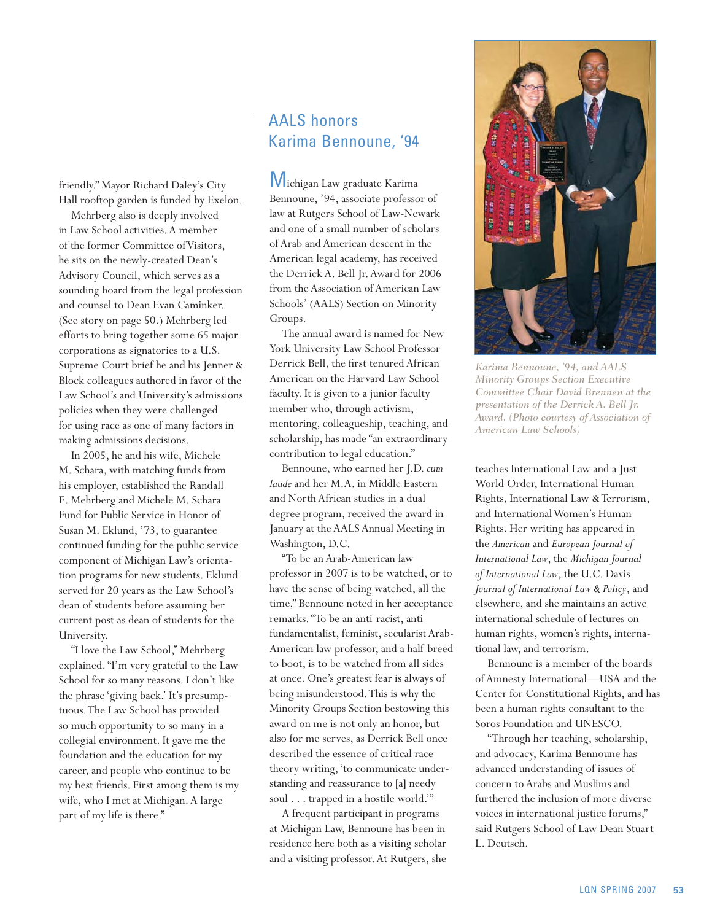friendly." Mayor Richard Daley's City Hall rooftop garden is funded by Exelon.

Mehrberg also is deeply involved in Law School activities. A member of the former Committee of Visitors, he sits on the newly-created Dean's Advisory Council, which serves as a sounding board from the legal profession and counsel to Dean Evan Caminker. (See story on page 50.) Mehrberg led efforts to bring together some 65 major corporations as signatories to a U.S. Supreme Court brief he and his Jenner & Block colleagues authored in favor of the Law School's and University's admissions policies when they were challenged for using race as one of many factors in making admissions decisions.

In 2005, he and his wife, Michele M. Schara, with matching funds from his employer, established the Randall E. Mehrberg and Michele M. Schara Fund for Public Service in Honor of Susan M. Eklund, '73, to guarantee continued funding for the public service component of Michigan Law's orientation programs for new students. Eklund served for 20 years as the Law School's dean of students before assuming her current post as dean of students for the University.

"I love the Law School," Mehrberg explained. "I'm very grateful to the Law School for so many reasons. I don't like the phrase 'giving back.' It's presumptuous. The Law School has provided so much opportunity to so many in a collegial environment. It gave me the foundation and the education for my career, and people who continue to be my best friends. First among them is my wife, who I met at Michigan. A large part of my life is there."

## AALS honors Karima Bennoune, '94

Michigan Law graduate Karima Bennoune, '94, associate professor of law at Rutgers School of Law-Newark and one of a small number of scholars of Arab and American descent in the American legal academy, has received the Derrick A. Bell Jr. Award for 2006 from the Association of American Law Schools' (AALS) Section on Minority Groups.

The annual award is named for New York University Law School Professor Derrick Bell, the first tenured African American on the Harvard Law School faculty. It is given to a junior faculty member who, through activism, mentoring, colleagueship, teaching, and scholarship, has made "an extraordinary contribution to legal education."

Bennoune, who earned her J.D. *cum laude* and her M.A. in Middle Eastern and North African studies in a dual degree program, received the award in January at the AALS Annual Meeting in Washington, D.C.

"To be an Arab-American law professor in 2007 is to be watched, or to have the sense of being watched, all the time," Bennoune noted in her acceptance remarks. "To be an anti-racist, anti-fundamentalist, feminist, secularist Arab-American law professor, and a half-breed to boot, is to be watched from all sides at once. One's greatest fear is always of being misunderstood. This is why the Minority Groups Section bestowing this award on me is not only an honor, but also for me serves, as Derrick Bell once described the essence of critical race theory writing, 'to communicate understanding and reassurance to [a] needy soul . . . trapped in a hostile world.'"

A frequent participant in programs at Michigan Law, Bennoune has been in residence here both as a visiting scholar and a visiting professor. At Rutgers, she teaches International Law and a Just World Order, International Human Rights, International Law & Terrorism, and International Women's Human Rights. Her writing has appeared in the *American* and *European Journal of International Law*, the *Michigan Journal of International Law*, the U.C. Davis *Journal of International Law & Policy*, and elsewhere, and she maintains an active international schedule of lectures on human rights, women's rights, international law, and terrorism.

Bennoune is a member of the boards of Amnesty International—USA and the Center for Constitutional Rights, and has been a human rights consultant to the Soros Foundation and UNESCO.

"Through her teaching, scholarship, and advocacy, Karima Bennoune has advanced understanding of issues of concern to Arabs and Muslims and furthered the inclusion of more diverse voices in international justice forums," said Rutgers School of Law Dean Stuart L. Deutsch.

*Karima Bennoune, '94, and AALS Minority Groups Section Executive Committee Chair David Brennen at the presentation of the Derrick A. Bell Jr. Award. (Photo courtesy of Association of American Law Schools)*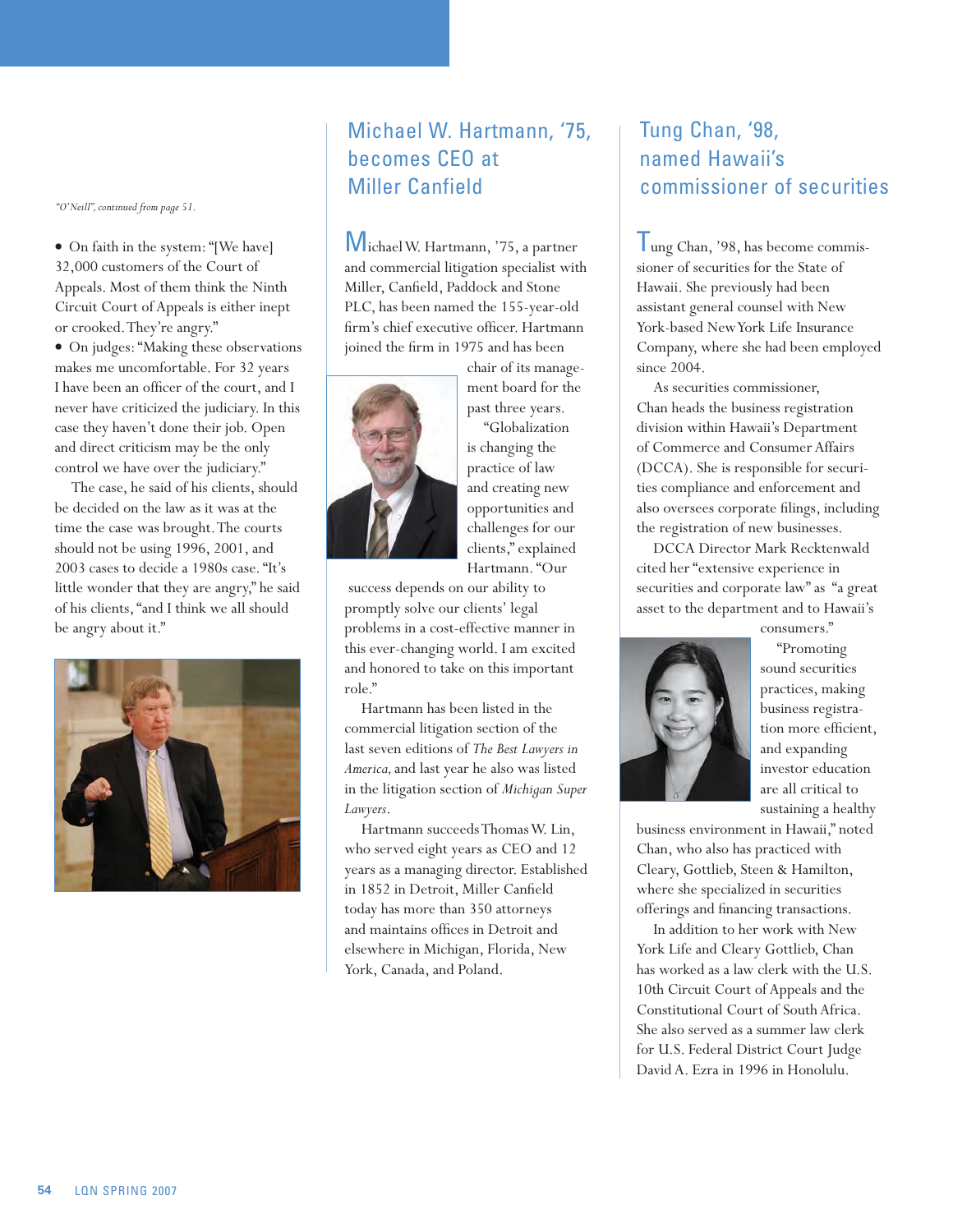*"O'Neill", continued from page 51.*

- On faith in the system: "[We have] 32,000 customers of the Court of Appeals. Most of them think the Ninth Circuit Court of Appeals is either inept or crooked. They're angry."
- On judges: "Making these observations makes me uncomfortable. For 32 years I have been an officer of the court, and I never have criticized the judiciary. In this case they haven't done their job. Open and direct criticism may be the only control we have over the judiciary."

The case, he said of his clients, should be decided on the law as it was at the time the case was brought. The courts should not be using 1996, 2001, and 2003 cases to decide a 1980s case. "It's little wonder that they are angry," he said of his clients, "and I think we all should be angry about it."

## Michael W. Hartmann, '75, becomes CEO at Miller Canfield

Michael W. Hartmann, '75, a partner and commercial litigation specialist with Miller, Canfield, Paddock and Stone PLC, has been named the 155-year-old firm's chief executive officer. Hartmann joined the firm in 1975 and has been chair of its management board for the past three years.

"Globalization is changing the practice of law and creating new opportunities and challenges for our clients," explained Hartmann. "Our success depends on our ability to promptly solve our clients' legal problems in a cost-effective manner in this ever-changing world. I am excited and honored to take on this important role."

Hartmann has been listed in the commercial litigation section of the last seven editions of *The Best Lawyers in America,* and last year he also was listed in the litigation section of *Michigan Super Lawyers*.

Hartmann succeeds Thomas W. Lin, who served eight years as CEO and 12 years as a managing director. Established in 1852 in Detroit, Miller Canfield today has more than 350 attorneys and maintains offices in Detroit and elsewhere in Michigan, Florida, New York, Canada, and Poland.

## Tung Chan, '98, named Hawaii's commissioner of securities

Tung Chan, '98, has become commissioner of securities for the State of Hawaii. She previously had been assistant general counsel with New York-based New York Life Insurance Company, where she had been employed since 2004.

As securities commissioner, Chan heads the business registration division within Hawaii's Department of Commerce and Consumer Affairs (DCCA). She is responsible for securities compliance and enforcement and also oversees corporate filings, including the registration of new businesses.

DCCA Director Mark Recktenwald cited her "extensive experience in securities and corporate law" as "a great asset to the department and to Hawaii's consumers."

"Promoting sound securities practices, making business registration more efficient, and expanding investor education are all critical to sustaining a healthy business environment in Hawaii," noted Chan, who also has practiced with Cleary, Gottlieb, Steen & Hamilton, where she specialized in securities offerings and financing transactions.

In addition to her work with New York Life and Cleary Gottlieb, Chan has worked as a law clerk with the U.S. 10th Circuit Court of Appeals and the Constitutional Court of South Africa. She also served as a summer law clerk for U.S. Federal District Court Judge David A. Ezra in 1996 in Honolulu.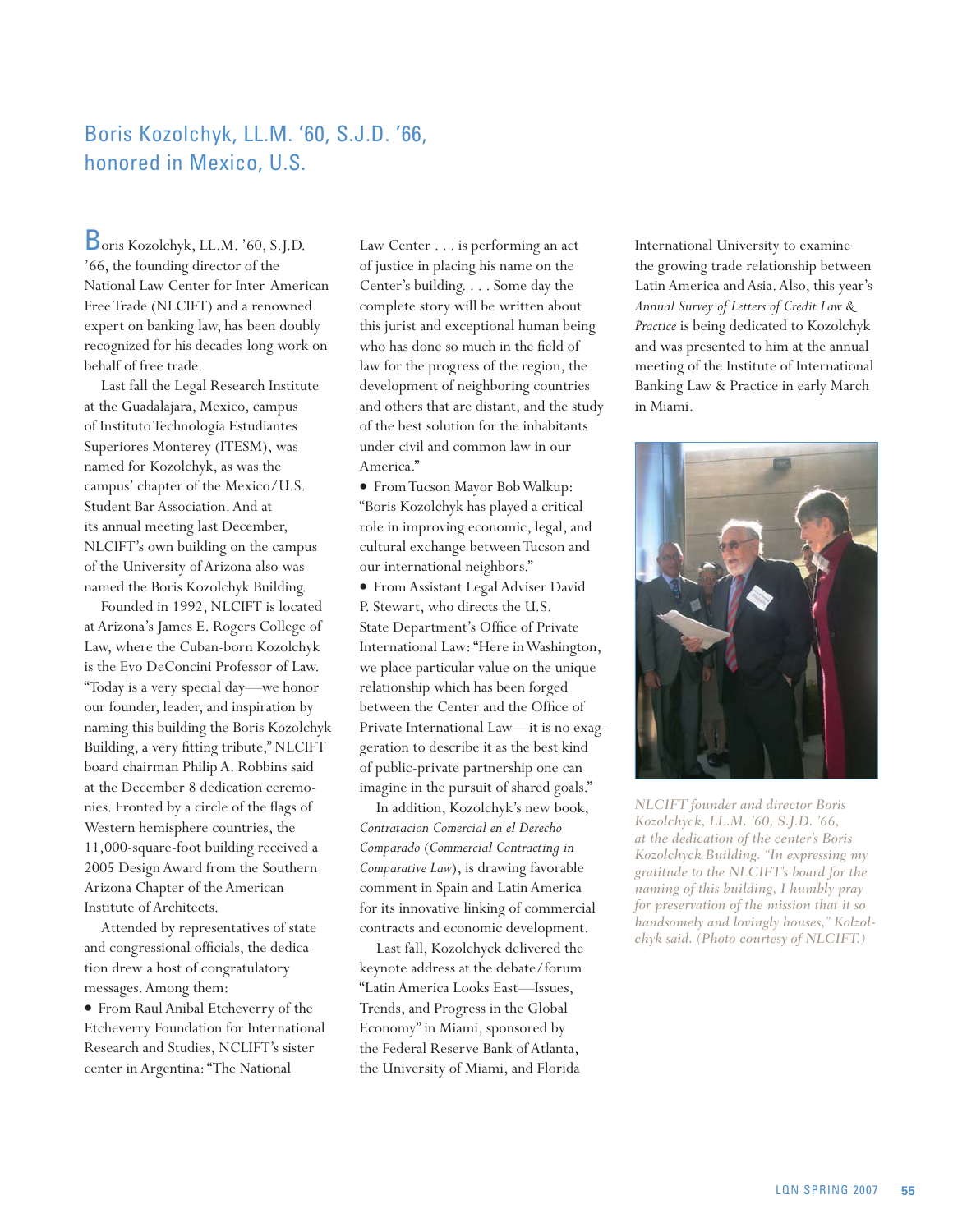## Boris Kozolchyk, LL.M. '60, S.J.D. '66, honored in Mexico, U.S.

Boris Kozolchyk, LL.M. '60, S.J.D. '66, the founding director of the National Law Center for Inter-American Free Trade (NLCIFT) and a renowned expert on banking law, has been doubly recognized for his decades-long work on behalf of free trade.

Last fall the Legal Research Institute at the Guadalajara, Mexico, campus of Instituto Technologia Estudiantes Superiores Monterey (ITESM), was named for Kozolchyk, as was the campus' chapter of the Mexico/U.S. Student Bar Association. And at its annual meeting last December, NLCIFT's own building on the campus of the University of Arizona also was named the Boris Kozolchyk Building.

Founded in 1992, NLCIFT is located at Arizona's James E. Rogers College of Law, where the Cuban-born Kozolchyk is the Evo DeConcini Professor of Law. "Today is a very special day—we honor our founder, leader, and inspiration by naming this building the Boris Kozolchyk Building, a very fitting tribute," NLCIFT board chairman Philip A. Robbins said at the December 8 dedication ceremonies. Fronted by a circle of the flags of Western hemisphere countries, the 11,000-square-foot building received a 2005 Design Award from the Southern Arizona Chapter of the American Institute of Architects.

Attended by representatives of state and congressional officials, the dedication drew a host of congratulatory messages. Among them:

- From Raul Anibal Etcheverry of the Etcheverry Foundation for International Research and Studies, NCLIFT's sister center in Argentina: "The National Law Center . . . is performing an act of justice in placing his name on the Center's building. . . . Some day the complete story will be written about this jurist and exceptional human being who has done so much in the field of law for the progress of the region, the development of neighboring countries and others that are distant, and the study of the best solution for the inhabitants under civil and common law in our America."
- From Tucson Mayor Bob Walkup: "Boris Kozolchyk has played a critical role in improving economic, legal, and cultural exchange between Tucson and our international neighbors."
- From Assistant Legal Adviser David P. Stewart, who directs the U.S. State Department's Office of Private International Law: "Here in Washington, we place particular value on the unique relationship which has been forged between the Center and the Office of Private International Law—it is no exaggeration to describe it as the best kind of public-private partnership one can imagine in the pursuit of shared goals."

In addition, Kozolchyk's new book, *Contratacion Comercial en el Derecho Comparado* (*Commercial Contracting in Comparative Law*), is drawing favorable comment in Spain and Latin America for its innovative linking of commercial contracts and economic development.

Last fall, Kozolchyk delivered the keynote address at the debate/forum "Latin America Looks East—Issues, Trends, and Progress in the Global Economy" in Miami, sponsored by the Federal Reserve Bank of Atlanta, the University of Miami, and Florida International University to examine the growing trade relationship between Latin America and Asia. Also, this year's *Annual Survey of Letters of Credit Law & Practice* is being dedicated to Kozolchyk and was presented to him at the annual meeting of the Institute of International Banking Law & Practice in early March in Miami.

*NLCIFT founder and director Boris Kozolchyck, LL.M. '60, S.J.D. '66, at the dedication of the center's Boris Kozolchyck Building. "In expressing my gratitude to the NLCIFT's board for the naming of this building, I humbly pray for preservation of the mission that it so handsomely and lovingly houses," Kozolchyk said. (Photo courtesy of NLCIFT.)*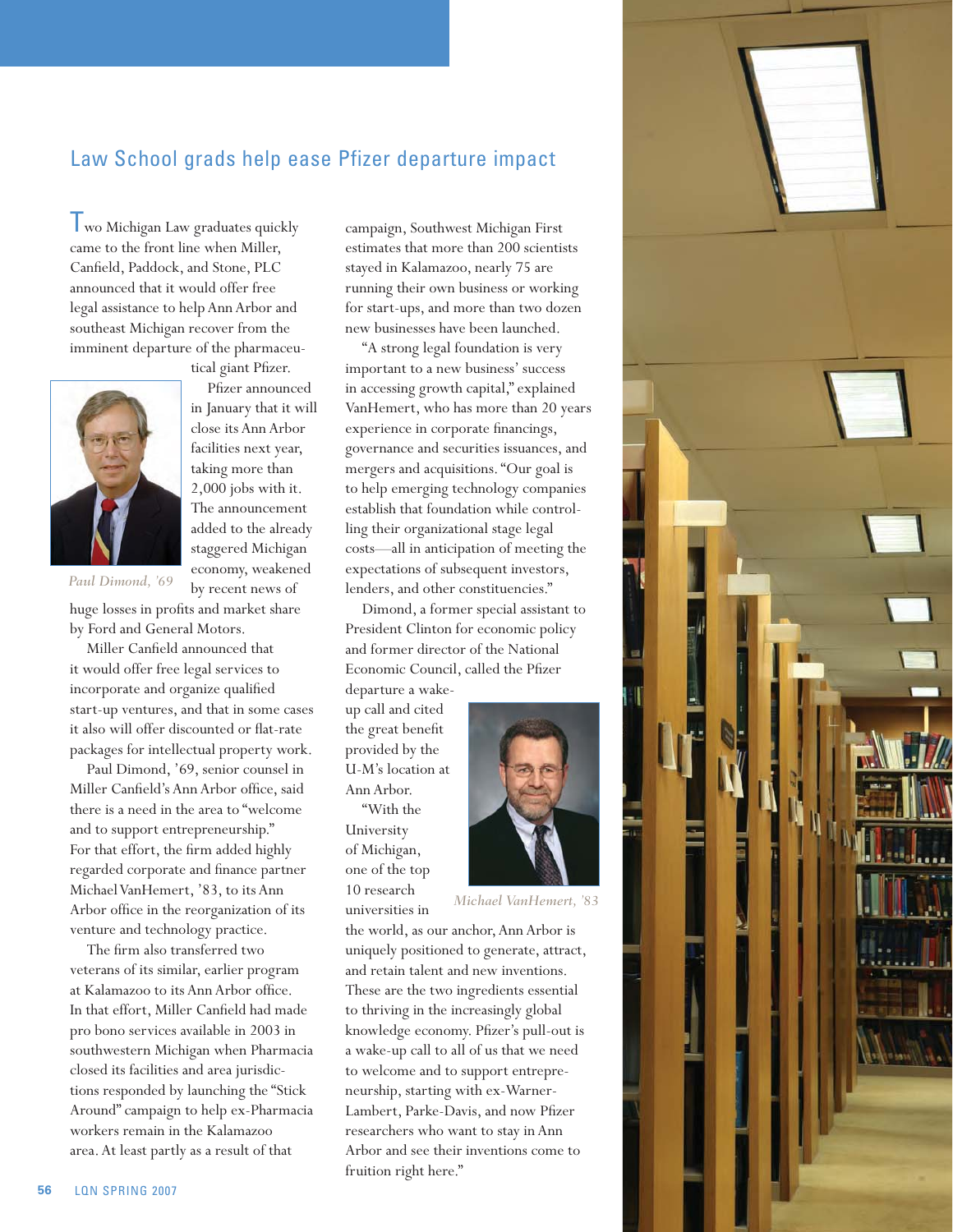## Law School grads help ease Pfizer departure impact

Two Michigan Law graduates quickly came to the front line when Miller, Canfield, Paddock, and Stone, PLC announced that it would offer free legal assistance to help Ann Arbor and southeast Michigan recover from the imminent departure of the pharmaceutical giant Pfizer.

*Paul Dimond, '69*

Pfizer announced in January that it will close its Ann Arbor facilities next year, taking more than 2,000 jobs with it. The announcement added to the already staggered Michigan economy, weakened by recent news of huge losses in profits and market share by Ford and General Motors.

Miller Canfield announced that it would offer free legal services to incorporate and organize qualified start-up ventures, and that in some cases it also will offer discounted or flat-rate packages for intellectual property work.

Paul Dimond, '69, senior counsel in Miller Canfield's Ann Arbor office, said there is a need in the area to "welcome and to support entrepreneurship." For that effort, the firm added highly regarded corporate and finance partner Michael VanHemert, '83, to its Ann Arbor office in the reorganization of its venture and technology practice.

The firm also transferred two veterans of its similar, earlier program at Kalamazoo to its Ann Arbor office. In that effort, Miller Canfield had made pro bono services available in 2003 in southwestern Michigan when Pharmacia closed its facilities and area jurisdictions responded by launching the "Stick Around" campaign to help ex-Pharmacia workers remain in the Kalamazoo area. At least partly as a result of that campaign, Southwest Michigan First estimates that more than 200 scientists stayed in Kalamazoo, nearly 75 are running their own business or working for start-ups, and more than two dozen new businesses have been launched.

"A strong legal foundation is very important to a new business' success in accessing growth capital," explained VanHemert, who has more than 20 years experience in corporate financings, governance and securities issuances, and mergers and acquisitions. "Our goal is to help emerging technology companies establish that foundation while controlling their organizational stage legal costs—all in anticipation of meeting the expectations of subsequent investors, lenders, and other constituencies."

Dimond, a former special assistant to President Clinton for economic policy and former director of the National Economic Council, called the Pfizer departure a wake-up call and cited the great benefit provided by the U-M's location at Ann Arbor.

*Michael VanHemert, '83*

"With the University of Michigan, one of the top 10 research universities in the world, as our anchor, Ann Arbor is uniquely positioned to generate, attract, and retain talent and new inventions. These are the two ingredients essential to thriving in the increasingly global knowledge economy. Pfizer's pull-out is a wake-up call to all of us that we need to welcome and to support entrepreneurship, starting with ex-Warner-Lambert, Parke-Davis, and now Pfizer researchers who want to stay in Ann Arbor and see their inventions come to fruition right here."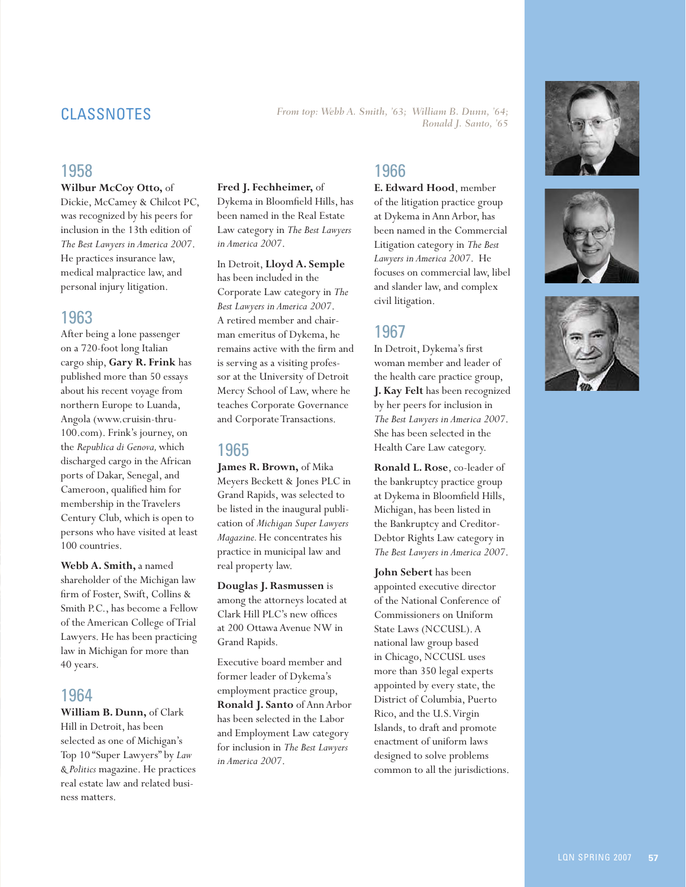# CLASSNOTES

*From top: Webb A. Smith, '63; William B. Dunn, '64; Ronald J. Santo, '65*

## 1958

**Wilbur McCoy Otto,** of Dickie, McCamey & Chilcot PC, was recognized by his peers for inclusion in the 13th edition of *The Best Lawyers in America 2007*. He practices insurance law, medical malpractice law, and personal injury litigation.

## 1963

After being a lone passenger on a 720-foot long Italian cargo ship, **Gary R. Frink** has published more than 50 essays about his recent voyage from northern Europe to Luanda, Angola (www.cruisin-thru-100.com). Frink's journey, on the *Republica di Genova,* which discharged cargo in the African ports of Dakar, Senegal, and Cameroon, qualified him for membership in the Travelers Century Club, which is open to persons who have visited at least 100 countries.

**Webb A. Smith,** a named shareholder of the Michigan law firm of Foster, Swift, Collins & Smith P.C., has become a Fellow of the American College of Trial Lawyers. He has been practicing law in Michigan for more than 40 years.

## 1964

**William B. Dunn,** of Clark Hill in Detroit, has been selected as one of Michigan's Top 10 "Super Lawyers" by *Law & Politics* magazine. He practices real estate law and related business matters.

**Fred J. Fechheimer,** of Dykema in Bloomfield Hills, has been named in the Real Estate Law category in *The Best Lawyers in America 2007*.

In Detroit, **Lloyd A. Semple** has been included in the Corporate Law category in *The Best Lawyers in America 2007*. A retired member and chairman emeritus of Dykema, he remains active with the firm and is serving as a visiting professor at the University of Detroit Mercy School of Law, where he teaches Corporate Governance and Corporate Transactions.

## 1965

**James R. Brown,** of Mika Meyers Beckett & Jones PLC in Grand Rapids, was selected to be listed in the inaugural publication of *Michigan Super Lawyers Magazine.* He concentrates his practice in municipal law and real property law.

**Douglas J. Rasmussen** is among the attorneys located at Clark Hill PLC's new offices at 200 Ottawa Avenue NW in Grand Rapids.

Executive board member and former leader of Dykema's employment practice group, **Ronald J. Santo** of Ann Arbor has been selected in the Labor and Employment Law category for inclusion in *The Best Lawyers in America 2007*.

## 1966

**E. Edward Hood**, member of the litigation practice group at Dykema in Ann Arbor, has been named in the Commercial Litigation category in *The Best Lawyers in America 2007*. He focuses on commercial law, libel and slander law, and complex civil litigation.

## 1967

In Detroit, Dykema's first woman member and leader of the health care practice group, **J. Kay Felt** has been recognized by her peers for inclusion in *The Best Lawyers in America 2007*. She has been selected in the Health Care Law category.

**Ronald L. Rose**, co-leader of the bankruptcy practice group at Dykema in Bloomfield Hills, Michigan, has been listed in the Bankruptcy and Creditor-Debtor Rights Law category in *The Best Lawyers in America 2007*.

**John Sebert** has been appointed executive director of the National Conference of Commissioners on Uniform State Laws (NCCUSL). A national law group based in Chicago, NCCUSL uses more than 350 legal experts appointed by every state, the District of Columbia, Puerto Rico, and the U.S. Virgin Islands, to draft and promote enactment of uniform laws designed to solve problems common to all the jurisdictions.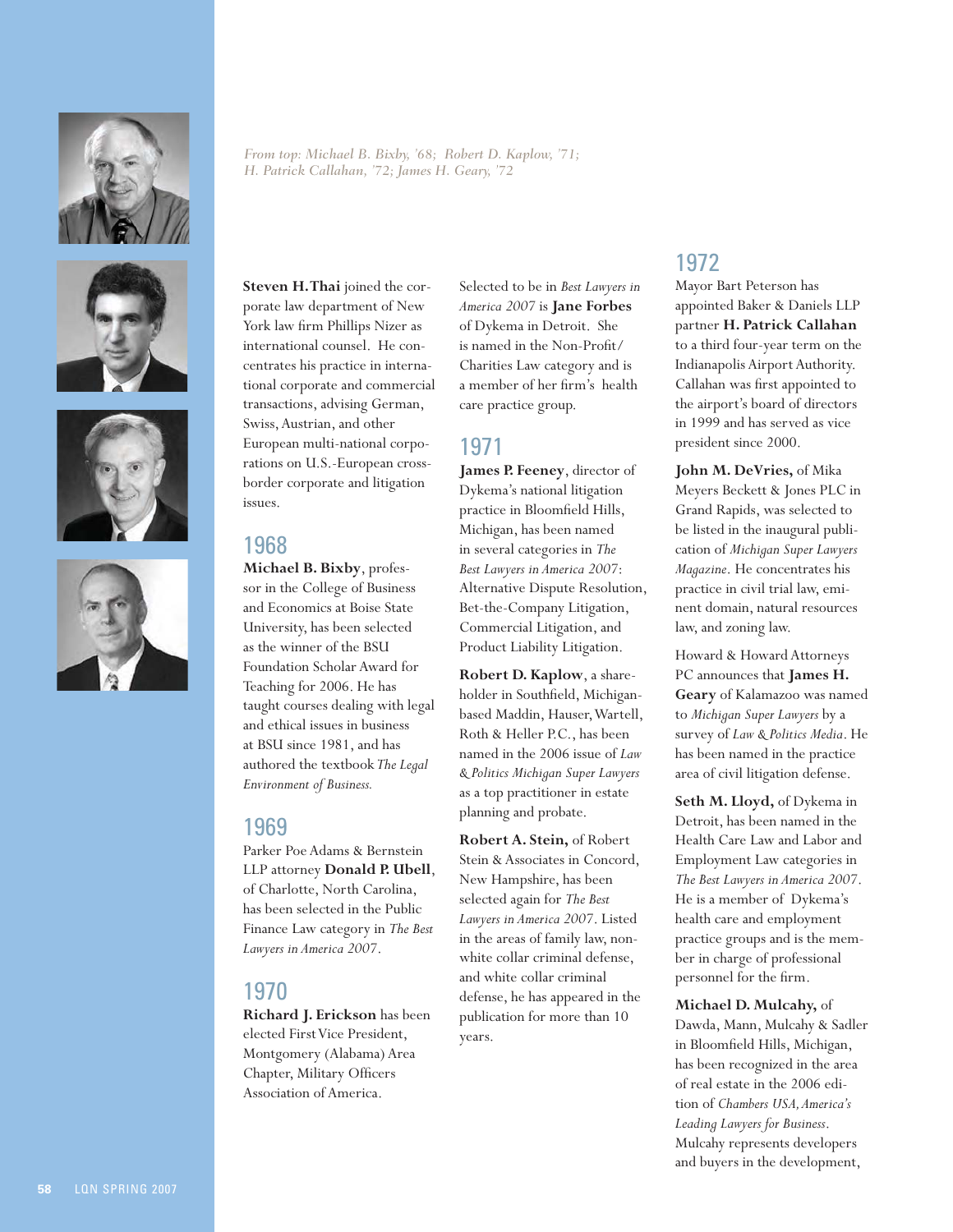*From top: Michael B. Bixby, '68; Robert D. Kaplow, '71; H. Patrick Callahan, '72; James H. Geary, '72*

**Steven H. Thai** joined the corporate law department of New York law firm Phillips Nizer as international counsel. He concentrates his practice in international corporate and commercial transactions, advising German, Swiss, Austrian, and other European multi-national corporations on U.S.-European cross-border corporate and litigation issues.

## 1968

**Michael B. Bixby**, professor in the College of Business and Economics at Boise State University, has been selected as the winner of the BSU Foundation Scholar Award for Teaching for 2006. He has taught courses dealing with legal and ethical issues in business at BSU since 1981, and has authored the textbook *The Legal Environment of Business.*

## 1969

Parker Poe Adams & Bernstein LLP attorney **Donald P. Ubell**, of Charlotte, North Carolina, has been selected in the Public Finance Law category in *The Best Lawyers in America 2007*.

## 1970

**Richard J. Erickson** has been elected First Vice President, Montgomery (Alabama) Area Chapter, Military Officers Association of America.

Selected to be in *Best Lawyers in America 2007* is **Jane Forbes** of Dykema in Detroit. She is named in the Non-Profit/ Charities Law category and is a member of her firm's health care practice group.

## 1971

**James P. Feeney**, director of Dykema's national litigation practice in Bloomfield Hills, Michigan, has been named in several categories in *The Best Lawyers in America 2007*: Alternative Dispute Resolution, Bet-the-Company Litigation, Commercial Litigation, and Product Liability Litigation.

**Robert D. Kaplow**, a shareholder in Southfield, Michigan-based Maddin, Hauser, Wartell, Roth & Heller P.C., has been named in the 2006 issue of *Law & Politics Michigan Super Lawyers* as a top practitioner in estate planning and probate.

**Robert A. Stein,** of Robert Stein & Associates in Concord, New Hampshire, has been selected again for *The Best Lawyers in America 2007*. Listed in the areas of family law, non-white collar criminal defense, and white collar criminal defense, he has appeared in the publication for more than 10 years.

## 1972

Mayor Bart Peterson has appointed Baker & Daniels LLP partner **H. Patrick Callahan** to a third four-year term on the Indianapolis Airport Authority. Callahan was first appointed to the airport's board of directors in 1999 and has served as vice president since 2000.

**John M. DeVries,** of Mika Meyers Beckett & Jones PLC in Grand Rapids, was selected to be listed in the inaugural publication of *Michigan Super Lawyers Magazine*. He concentrates his practice in civil trial law, eminent domain, natural resources law, and zoning law.

Howard & Howard Attorneys PC announces that **James H. Geary** of Kalamazoo was named to *Michigan Super Lawyers* by a survey of *Law & Politics Media*. He has been named in the practice area of civil litigation defense.

**Seth M. Lloyd,** of Dykema in Detroit, has been named in the Health Care Law and Labor and Employment Law categories in *The Best Lawyers in America 2007*. He is a member of Dykema's health care and employment practice groups and is the member in charge of professional personnel for the firm.

**Michael D. Mulcahy,** of Dawda, Mann, Mulcahy & Sadler in Bloomfield Hills, Michigan, has been recognized in the area of real estate in the 2006 edition of *Chambers USA, America's Leading Lawyers for Business*. Mulcahy represents developers and buyers in the development,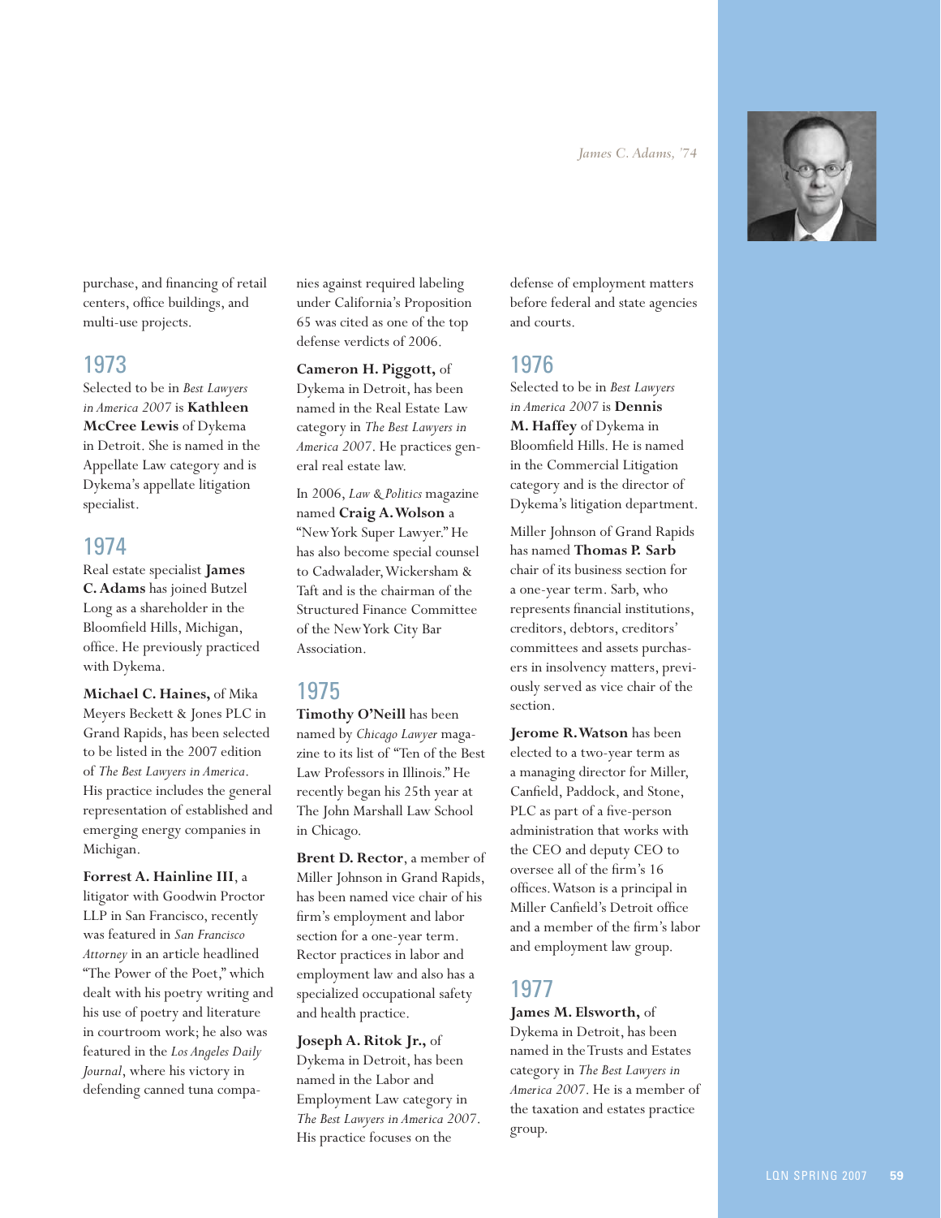*James C. Adams, '74*

purchase, and financing of retail centers, office buildings, and multi-use projects.

## 1973

Selected to be in *Best Lawyers in America 2007* is **Kathleen McCree Lewis** of Dykema in Detroit. She is named in the Appellate Law category and is Dykema's appellate litigation specialist.

## 1974

Real estate specialist **James C. Adams** has joined Butzel Long as a shareholder in the Bloomfield Hills, Michigan, office. He previously practiced with Dykema.

**Michael C. Haines,** of Mika Meyers Beckett & Jones PLC in Grand Rapids, has been selected to be listed in the 2007 edition of *The Best Lawyers in America*. His practice includes the general representation of established and emerging energy companies in Michigan.

**Forrest A. Hainline III**, a litigator with Goodwin Proctor LLP in San Francisco, recently was featured in *San Francisco Attorney* in an article headlined "The Power of the Poet," which dealt with his poetry writing and his use of poetry and literature in courtroom work; he also was featured in the *Los Angeles Daily Journal*, where his victory in defending canned tuna companies against required labeling under California's Proposition 65 was cited as one of the top defense verdicts of 2006.

**Cameron H. Piggott,** of Dykema in Detroit, has been named in the Real Estate Law category in *The Best Lawyers in America 2007*. He practices general real estate law.

In 2006, *Law & Politics* magazine named **Craig A. Wolson** a "New York Super Lawyer." He has also become special counsel to Cadwalader, Wickersham & Taft and is the chairman of the Structured Finance Committee of the New York City Bar Association.

## 1975

**Timothy O'Neill** has been named by *Chicago Lawyer* magazine to its list of "Ten of the Best Law Professors in Illinois." He recently began his 25th year at The John Marshall Law School in Chicago.

**Brent D. Rector**, a member of Miller Johnson in Grand Rapids, has been named vice chair of his firm's employment and labor section for a one-year term. Rector practices in labor and employment law and also has a specialized occupational safety and health practice.

**Joseph A. Ritok Jr.,** of Dykema in Detroit, has been named in the Labor and Employment Law category in *The Best Lawyers in America 2007*. His practice focuses on the defense of employment matters before federal and state agencies and courts.

## 1976

Selected to be in *Best Lawyers in America 2007* is **Dennis M. Haffey** of Dykema in Bloomfield Hills. He is named in the Commercial Litigation category and is the director of Dykema's litigation department.

Miller Johnson of Grand Rapids has named **Thomas P. Sarb** chair of its business section for a one-year term. Sarb, who represents financial institutions, creditors, debtors, creditors' committees and assets purchasers in insolvency matters, previously served as vice chair of the section.

**Jerome R. Watson** has been elected to a two-year term as a managing director for Miller, Canfield, Paddock, and Stone, PLC as part of a five-person administration that works with the CEO and deputy CEO to oversee all of the firm's 16 offices. Watson is a principal in Miller Canfield's Detroit office and a member of the firm's labor and employment law group.

## 1977

**James M. Elsworth,** of Dykema in Detroit, has been named in the Trusts and Estates category in *The Best Lawyers in America 2007*. He is a member of the taxation and estates practice group.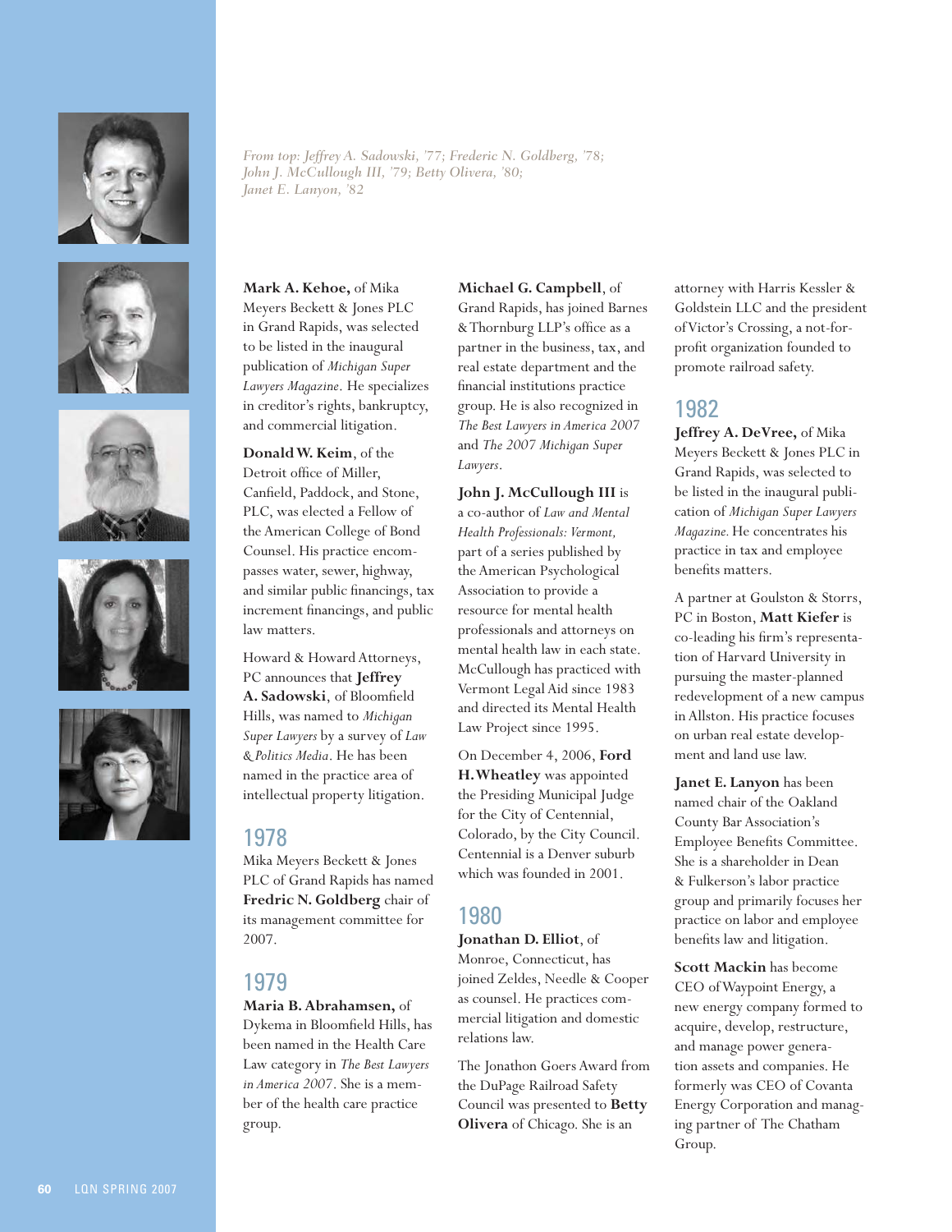*From top: Jeffrey A. Sadowski, '77; Frederic N. Goldberg, '78; John J. McCullough III, '79; Betty Olivera, '80; Janet E. Lanyon, '82*

**Mark A. Kehoe,** of Mika Meyers Beckett & Jones PLC in Grand Rapids, was selected to be listed in the inaugural publication of *Michigan Super Lawyers Magazine*. He specializes in creditor's rights, bankruptcy, and commercial litigation.

**Donald W. Keim**, of the Detroit office of Miller, Canfield, Paddock, and Stone, PLC, was elected a Fellow of the American College of Bond Counsel. His practice encompasses water, sewer, highway, and similar public financings, tax increment financings, and public law matters.

Howard & Howard Attorneys, PC announces that **Jeffrey A. Sadowski**, of Bloomfield Hills, was named to *Michigan Super Lawyers* by a survey of *Law & Politics Media*. He has been named in the practice area of intellectual property litigation.

## 1978

Mika Meyers Beckett & Jones PLC of Grand Rapids has named **Fredric N. Goldberg** chair of its management committee for 2007.

## 1979

**Maria B. Abrahamsen,** of Dykema in Bloomfield Hills, has been named in the Health Care Law category in *The Best Lawyers in America 2007*. She is a member of the health care practice group.

**Michael G. Campbell**, of Grand Rapids, has joined Barnes & Thornburg LLP's office as a partner in the business, tax, and real estate department and the financial institutions practice group. He is also recognized in *The Best Lawyers in America 2007* and *The 2007 Michigan Super Lawyers*.

**John J. McCullough III** is a co-author of *Law and Mental Health Professionals: Vermont,* part of a series published by the American Psychological Association to provide a resource for mental health professionals and attorneys on mental health law in each state. McCullough has practiced with Vermont Legal Aid since 1983 and directed its Mental Health Law Project since 1995.

On December 4, 2006, **Ford H. Wheatley** was appointed the Presiding Municipal Judge for the City of Centennial, Colorado, by the City Council. Centennial is a Denver suburb which was founded in 2001.

## 1980

**Jonathan D. Elliot**, of Monroe, Connecticut, has joined Zeldes, Needle & Cooper as counsel. He practices commercial litigation and domestic relations law.

The Jonathon Goers Award from the DuPage Railroad Safety Council was presented to **Betty Olivera** of Chicago. She is an attorney with Harris Kessler & Goldstein LLC and the president of Victor's Crossing, a not-for-profit organization founded to promote railroad safety.

## 1982

**Jeffrey A. DeVree,** of Mika Meyers Beckett & Jones PLC in Grand Rapids, was selected to be listed in the inaugural publication of *Michigan Super Lawyers Magazine.* He concentrates his practice in tax and employee benefits matters.

A partner at Goulston & Storrs, PC in Boston, **Matt Kiefer** is co-leading his firm's representation of Harvard University in pursuing the master-planned redevelopment of a new campus in Allston. His practice focuses on urban real estate development and land use law.

**Janet E. Lanyon** has been named chair of the Oakland County Bar Association's Employee Benefits Committee. She is a shareholder in Dean & Fulkerson's labor practice group and primarily focuses her practice on labor and employee benefits law and litigation.

**Scott Mackin** has become CEO of Waypoint Energy, a new energy company formed to acquire, develop, restructure, and manage power generation assets and companies. He formerly was CEO of Covanta Energy Corporation and managing partner of The Chatham Group.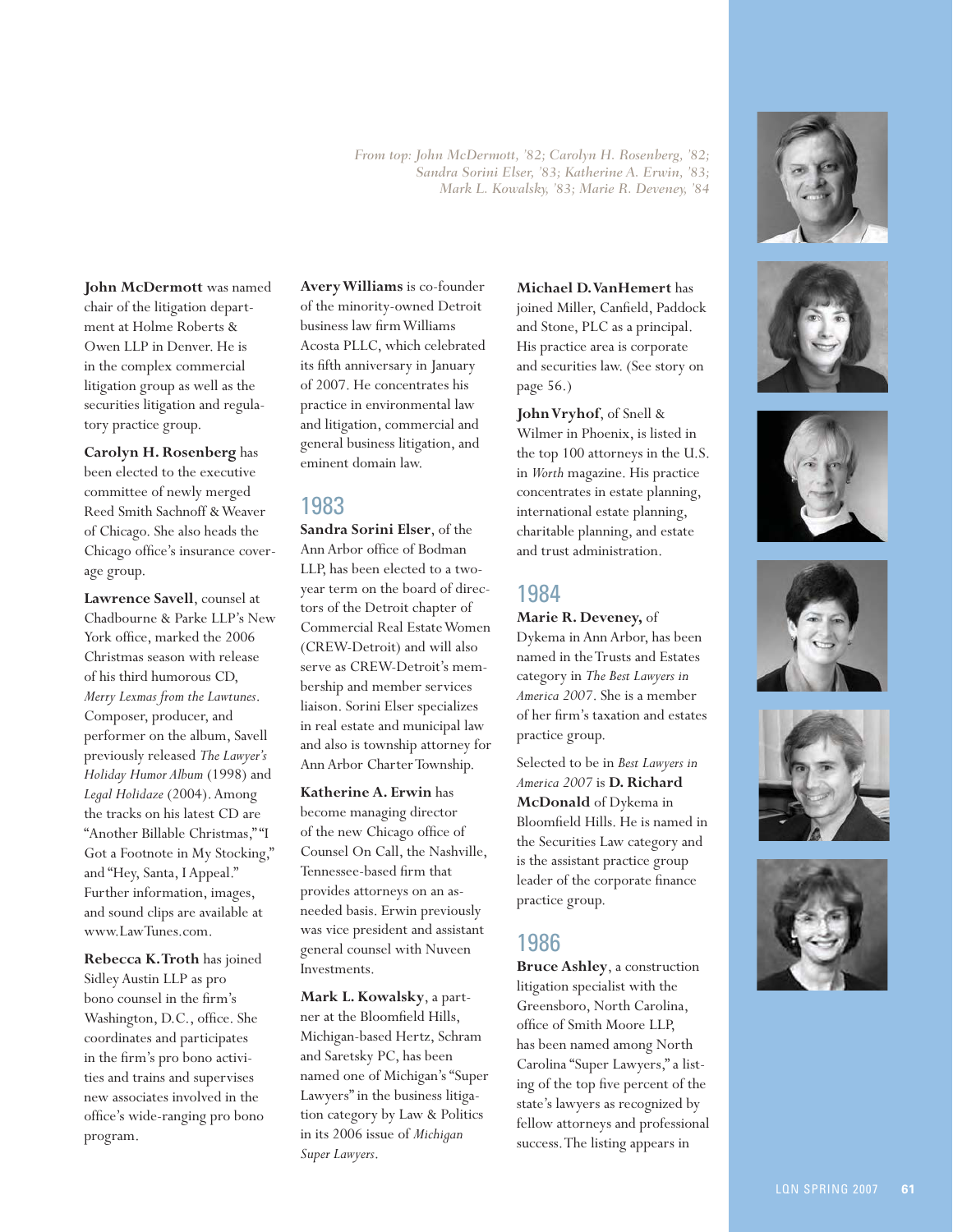*From top: John McDermott, '82; Carolyn H. Rosenberg, '82; Sandra Sorini Elser, '83; Katherine A. Erwin, '83; Mark L. Kowalsky, '83; Marie R. Deveney, '84*

**John McDermott** was named chair of the litigation department at Holme Roberts & Owen LLP in Denver. He is in the complex commercial litigation group as well as the securities litigation and regulatory practice group.

**Carolyn H. Rosenberg** has been elected to the executive committee of newly merged Reed Smith Sachnoff & Weaver of Chicago. She also heads the Chicago office's insurance coverage group.

**Lawrence Savell**, counsel at Chadbourne & Parke LLP's New York office, marked the 2006 Christmas season with release of his third humorous CD, *Merry Lexmas from the Lawtunes*. Composer, producer, and performer on the album, Savell previously released *The Lawyer's Holiday Humor Album* (1998) and *Legal Holidaze* (2004). Among the tracks on his latest CD are "Another Billable Christmas," "I Got a Footnote in My Stocking," and "Hey, Santa, I Appeal." Further information, images, and sound clips are available at www.LawTunes.com.

**Rebecca K. Troth** has joined Sidley Austin LLP as pro bono counsel in the firm's Washington, D.C., office. She coordinates and participates in the firm's pro bono activities and trains and supervises new associates involved in the office's wide-ranging pro bono program.

**Avery Williams** is co-founder of the minority-owned Detroit business law firm Williams Acosta PLLC, which celebrated its fifth anniversary in January of 2007. He concentrates his practice in environmental law and litigation, commercial and general business litigation, and eminent domain law.

## 1983

**Sandra Sorini Elser**, of the Ann Arbor office of Bodman LLP, has been elected to a two-year term on the board of directors of the Detroit chapter of Commercial Real Estate Women (CREW-Detroit) and will also serve as CREW-Detroit's membership and member services liaison. Sorini Elser specializes in real estate and municipal law and also is township attorney for Ann Arbor Charter Township.

**Katherine A. Erwin** has become managing director of the new Chicago office of Counsel On Call, the Nashville, Tennessee-based firm that provides attorneys on an as-needed basis. Erwin previously was vice president and assistant general counsel with Nuveen Investments.

**Mark L. Kowalsky**, a partner at the Bloomfield Hills, Michigan-based Hertz, Schram and Saretsky PC, has been named one of Michigan's "Super Lawyers" in the business litigation category by Law & Politics in its 2006 issue of *Michigan Super Lawyers*.

**Michael D. VanHemert** has joined Miller, Canfield, Paddock and Stone, PLC as a principal. His practice area is corporate and securities law. (See story on page 56.)

**John Vryhof**, of Snell & Wilmer in Phoenix, is listed in the top 100 attorneys in the U.S. in *Worth* magazine. His practice concentrates in estate planning, international estate planning, charitable planning, and estate and trust administration.

## 1984

**Marie R. Deveney,** of Dykema in Ann Arbor, has been named in the Trusts and Estates category in *The Best Lawyers in America 2007*. She is a member of her firm's taxation and estates practice group.

Selected to be in *Best Lawyers in America 2007* is **D. Richard McDonald** of Dykema in Bloomfield Hills. He is named in the Securities Law category and is the assistant practice group leader of the corporate finance practice group.

## 1986

**Bruce Ashley**, a construction litigation specialist with the Greensboro, North Carolina, office of Smith Moore LLP, has been named among North Carolina "Super Lawyers," a listing of the top five percent of the state's lawyers as recognized by fellow attorneys and professional success. The listing appears in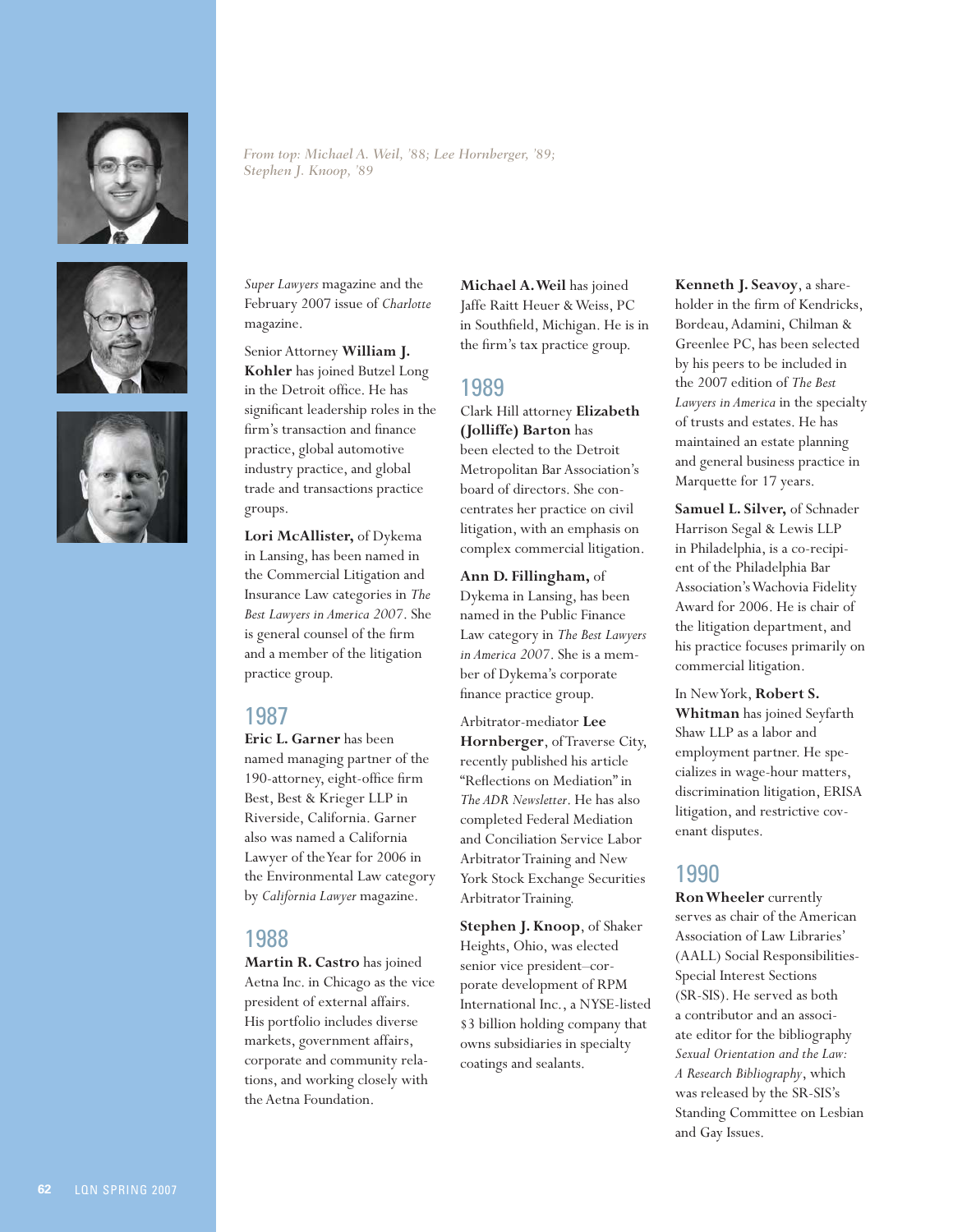*From top: Michael A. Weil, '88; Lee Hornberger, '89; Stephen J. Knoop, '89*

*Super Lawyers* magazine and the February 2007 issue of *Charlotte* magazine.

Senior Attorney **William J. Kohler** has joined Butzel Long in the Detroit office. He has significant leadership roles in the firm's transaction and finance practice, global automotive industry practice, and global trade and transactions practice groups.

**Lori McAllister,** of Dykema in Lansing, has been named in the Commercial Litigation and Insurance Law categories in *The Best Lawyers in America 2007*. She is general counsel of the firm and a member of the litigation practice group.

## 1987

**Eric L. Garner** has been named managing partner of the 190-attorney, eight-office firm Best, Best & Krieger LLP in Riverside, California. Garner also was named a California Lawyer of the Year for 2006 in the Environmental Law category by *California Lawyer* magazine.

## 1988

**Martin R. Castro** has joined Aetna Inc. in Chicago as the vice president of external affairs. His portfolio includes diverse markets, government affairs, corporate and community relations, and working closely with the Aetna Foundation.

**Michael A. Weil** has joined Jaffe Raitt Heuer & Weiss, PC in Southfield, Michigan. He is in the firm's tax practice group.

## 1989

Clark Hill attorney **Elizabeth (Jolliffe) Barton** has been elected to the Detroit Metropolitan Bar Association's board of directors. She concentrates her practice on civil litigation, with an emphasis on complex commercial litigation.

**Ann D. Fillingham,** of Dykema in Lansing, has been named in the Public Finance Law category in *The Best Lawyers in America 2007*. She is a member of Dykema's corporate finance practice group.

Arbitrator-mediator **Lee Hornberger**, of Traverse City, recently published his article "Reflections on Mediation" in *The ADR Newsletter*. He has also completed Federal Mediation and Conciliation Service Labor Arbitrator Training and New York Stock Exchange Securities Arbitrator Training.

**Stephen J. Knoop**, of Shaker Heights, Ohio, was elected senior vice president–corporate development of RPM International Inc., a NYSE-listed $3 billion holding company that owns subsidiaries in specialty coatings and sealants.

**Kenneth J. Seavoy**, a shareholder in the firm of Kendricks, Bordeau, Adamini, Chilman & Greenlee PC, has been selected by his peers to be included in the 2007 edition of *The Best Lawyers in America* in the specialty of trusts and estates. He has maintained an estate planning and general business practice in Marquette for 17 years.

**Samuel L. Silver,** of Schnader Harrison Segal & Lewis LLP in Philadelphia, is a co-recipient of the Philadelphia Bar Association's Wachovia Fidelity Award for 2006. He is chair of the litigation department, and his practice focuses primarily on commercial litigation.

In New York, **Robert S. Whitman** has joined Seyfarth Shaw LLP as a labor and employment partner. He specializes in wage-hour matters, discrimination litigation, ERISA litigation, and restrictive covenant disputes.

## 1990

**Ron Wheeler** currently serves as chair of the American Association of Law Libraries' (AALL) Social Responsibilities-Special Interest Sections (SR-SIS). He served as both a contributor and an associate editor for the bibliography *Sexual Orientation and the Law: A Research Bibliography*, which was released by the SR-SIS's Standing Committee on Lesbian and Gay Issues.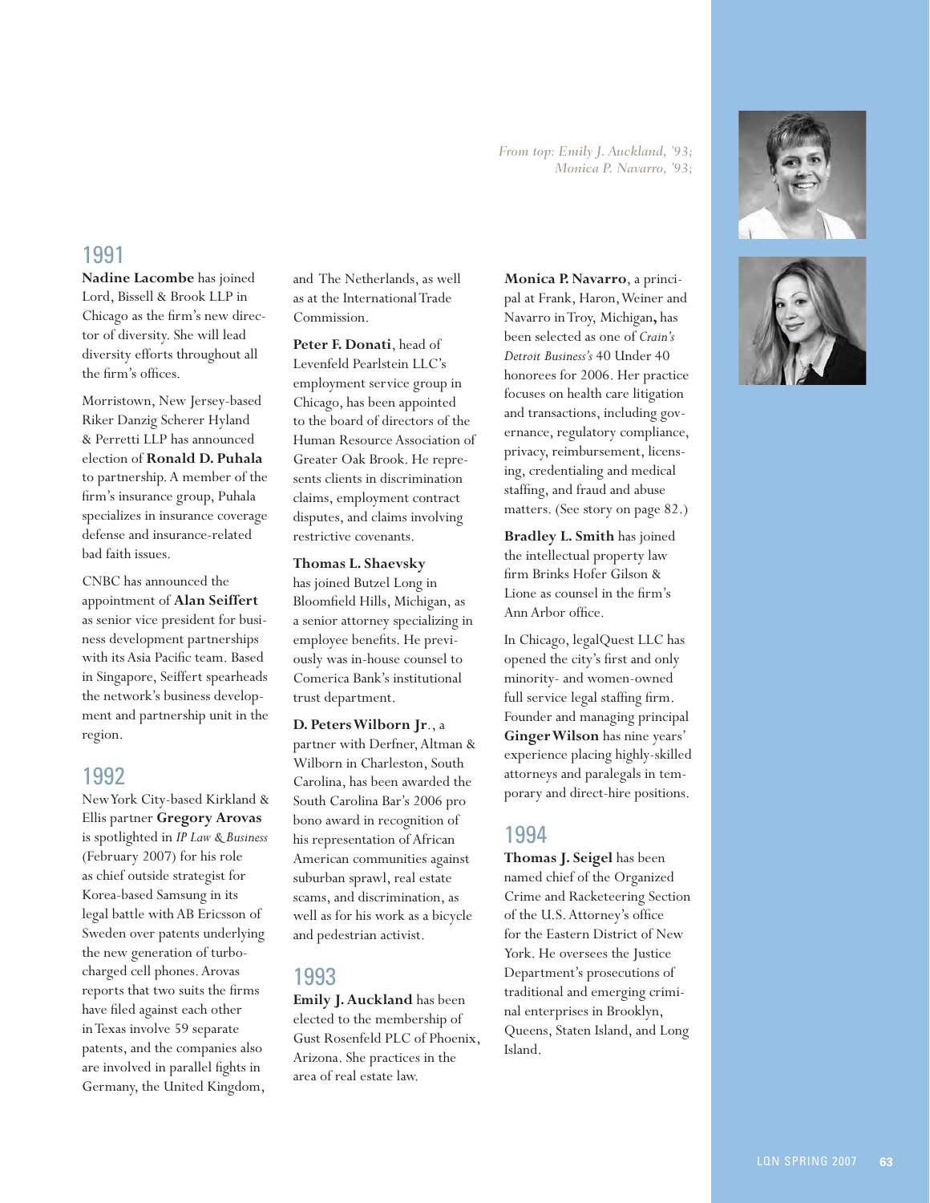*From top: Emily J. Auckland, '93; Monica P. Navarro, '93;*

## 1991

**Nadine Lacombe** has joined Lord, Bissell & Brook LLP in Chicago as the firm's new director of diversity. She will lead diversity efforts throughout all the firm's offices.

Morristown, New Jersey-based Riker Danzig Scherer Hyland & Perretti LLP has announced election of **Ronald D. Puhala** to partnership. A member of the firm's insurance group, Puhala specializes in insurance coverage defense and insurance-related bad faith issues.

CNBC has announced the appointment of **Alan Seiffert** as senior vice president for business development partnerships with its Asia Pacific team. Based in Singapore, Seiffert spearheads the network's business development and partnership unit in the region.

## 1992

New York City-based Kirkland & Ellis partner **Gregory Arovas** is spotlighted in *IP Law & Business* (February 2007) for his role as chief outside strategist for Korea-based Samsung in its legal battle with AB Ericsson of Sweden over patents underlying the new generation of turbo-charged cell phones. Arovas reports that two suits the firms have filed against each other in Texas involve 59 separate patents, and the companies also are involved in parallel fights in Germany, the United Kingdom, and The Netherlands, as well as at the International Trade Commission.

**Peter F. Donati**, head of Levenfeld Pearlstein LLC's employment service group in Chicago, has been appointed to the board of directors of the Human Resource Association of Greater Oak Brook. He represents clients in discrimination claims, employment contract disputes, and claims involving restrictive covenants.

**Thomas L. Shaevsky** has joined Butzel Long in Bloomfield Hills, Michigan, as a senior attorney specializing in employee benefits. He previously was in-house counsel to Comerica Bank's institutional trust department.

**D. Peters Wilborn Jr**., a partner with Derfner, Altman & Wilborn in Charleston, South Carolina, has been awarded the South Carolina Bar's 2006 pro bono award in recognition of his representation of African American communities against suburban sprawl, real estate scams, and discrimination, as well as for his work as a bicycle and pedestrian activist.

## 1993

**Emily J. Auckland** has been elected to the membership of Gust Rosenfeld PLC of Phoenix, Arizona. She practices in the area of real estate law.

**Monica P. Navarro**, a principal at Frank, Haron, Weiner and Navarro in Troy, Michigan, has been selected as one of *Crain's Detroit Business's* 40 Under 40 honorees for 2006. Her practice focuses on health care litigation and transactions, including governance, regulatory compliance, privacy, reimbursement, licensing, credentialing and medical staffing, and fraud and abuse matters. (See story on page 82.)

**Bradley L. Smith** has joined the intellectual property law firm Brinks Hofer Gilson & Lione as counsel in the firm's Ann Arbor office.

In Chicago, legalQuest LLC has opened the city's first and only minority- and women-owned full service legal staffing firm. Founder and managing principal **Ginger Wilson** has nine years' experience placing highly-skilled attorneys and paralegals in temporary and direct-hire positions.

## 1994

**Thomas J. Seigel** has been named chief of the Organized Crime and Racketeering Section of the U.S. Attorney's office for the Eastern District of New York. He oversees the Justice Department's prosecutions of traditional and emerging criminal enterprises in Brooklyn, Queens, Staten Island, and Long Island.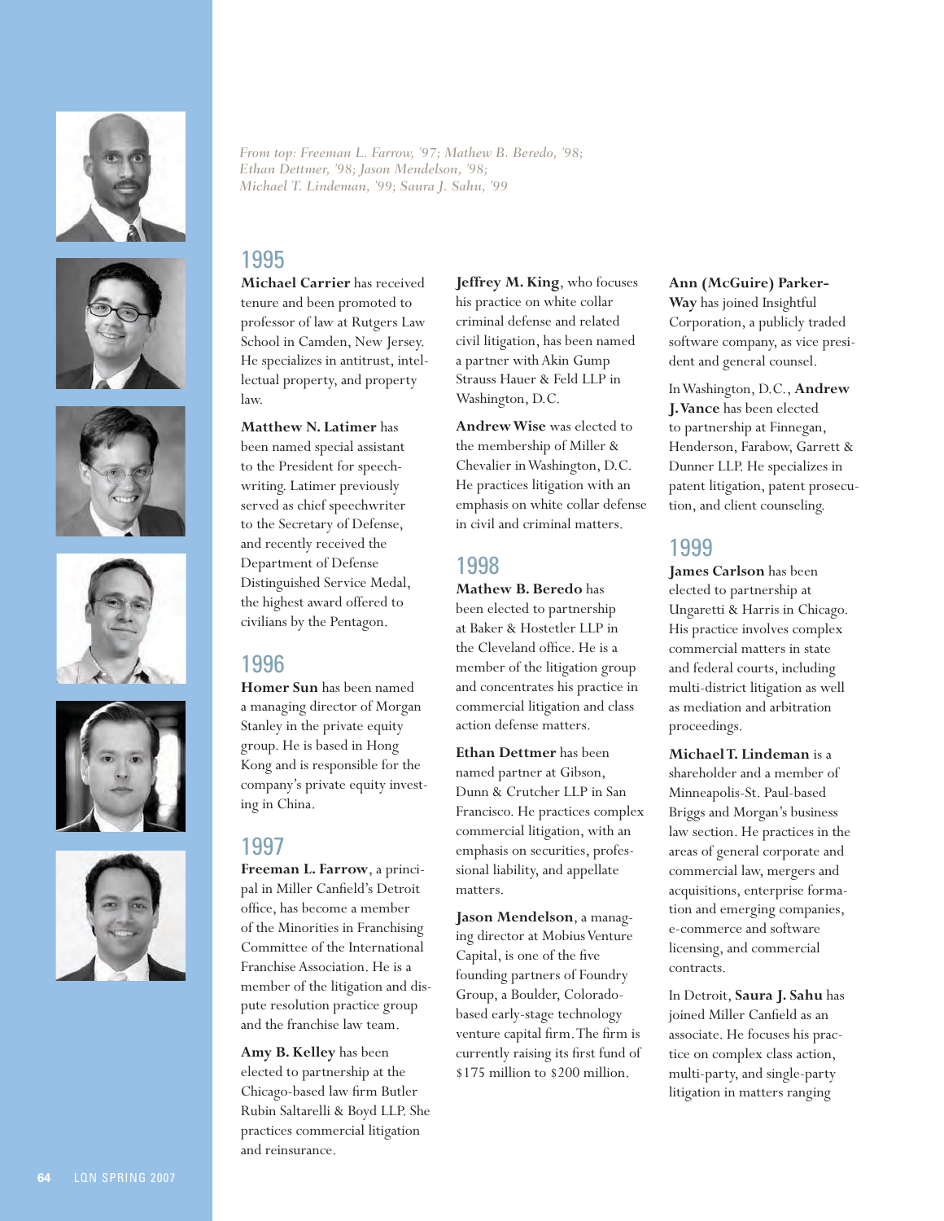*From top: Freeman L. Farrow, '97; Mathew B. Beredo, '98; Ethan Dettmer, '98; Jason Mendelson, '98; Michael T. Lindeman, '99; Saura J. Sahu, '99*

## 1995

**Michael Carrier** has received tenure and been promoted to professor of law at Rutgers Law School in Camden, New Jersey. He specializes in antitrust, intellectual property, and property law.

**Matthew N. Latimer** has been named special assistant to the President for speechwriting. Latimer previously served as chief speechwriter to the Secretary of Defense, and recently received the Department of Defense Distinguished Service Medal, the highest award offered to civilians by the Pentagon.

## 1996

**Homer Sun** has been named a managing director of Morgan Stanley in the private equity group. He is based in Hong Kong and is responsible for the company's private equity investing in China.

## 1997

**Freeman L. Farrow**, a principal in Miller Canfield's Detroit office, has become a member of the Minorities in Franchising Committee of the International Franchise Association. He is a member of the litigation and dispute resolution practice group and the franchise law team.

**Amy B. Kelley** has been elected to partnership at the Chicago-based law firm Butler Rubin Saltarelli & Boyd LLP. She practices commercial litigation and reinsurance.

**Jeffrey M. King**, who focuses his practice on white collar criminal defense and related civil litigation, has been named a partner with Akin Gump Strauss Hauer & Feld LLP in Washington, D.C.

**Andrew Wise** was elected to the membership of Miller & Chevalier in Washington, D.C. He practices litigation with an emphasis on white collar defense in civil and criminal matters.

## 1998

**Mathew B. Beredo** has been elected to partnership at Baker & Hostetler LLP in the Cleveland office. He is a member of the litigation group and concentrates his practice in commercial litigation and class action defense matters.

**Ethan Dettmer** has been named partner at Gibson, Dunn & Crutcher LLP in San Francisco. He practices complex commercial litigation, with an emphasis on securities, professional liability, and appellate matters.

**Jason Mendelson**, a managing director at Mobius Venture Capital, is one of the five founding partners of Foundry Group, a Boulder, Colorado-based early-stage technology venture capital firm. The firm is currently raising its first fund of $175 million to $200 million.

**Ann (McGuire) Parker-Way** has joined Insightful Corporation, a publicly traded software company, as vice president and general counsel.

In Washington, D.C., **Andrew J. Vance** has been elected to partnership at Finnegan, Henderson, Farabow, Garrett & Dunner LLP. He specializes in patent litigation, patent prosecution, and client counseling.

## 1999

**James Carlson** has been elected to partnership at Ungaretti & Harris in Chicago. His practice involves complex commercial matters in state and federal courts, including multi-district litigation as well as mediation and arbitration proceedings.

**Michael T. Lindeman** is a shareholder and a member of Minneapolis-St. Paul-based Briggs and Morgan's business law section. He practices in the areas of general corporate and commercial law, mergers and acquisitions, enterprise formation and emerging companies, e-commerce and software licensing, and commercial contracts.

In Detroit, **Saura J. Sahu** has joined Miller Canfield as an associate. He focuses his practice on complex class action, multi-party, and single-party litigation in matters ranging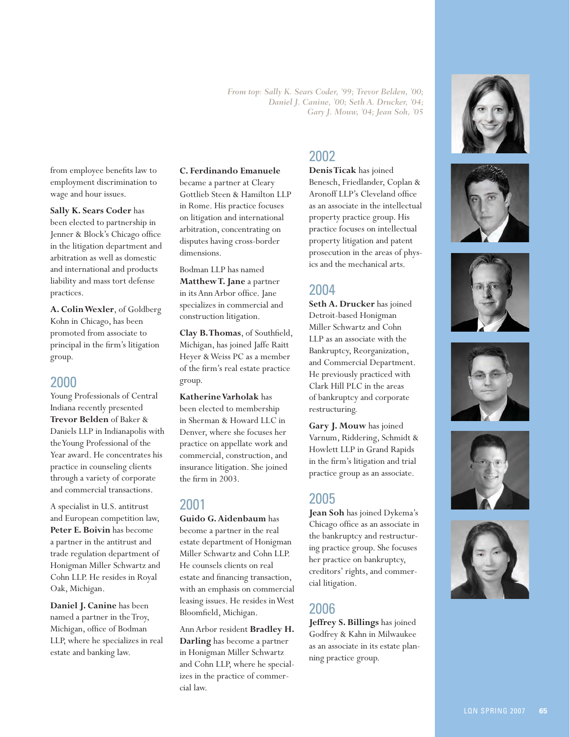*From top: Sally K. Sears Coder, '99; Trevor Belden, '00; Daniel J. Canine, '00; Seth A. Drucker, '04; Gary J. Mouw, '04; Jean Soh, '05*

from employee benefits law to employment discrimination to wage and hour issues.

**Sally K. Sears Coder** has been elected to partnership in Jenner & Block's Chicago office in the litigation department and arbitration as well as domestic and international and products liability and mass tort defense practices.

**A. Colin Wexler**, of Goldberg Kohn in Chicago, has been promoted from associate to principal in the firm's litigation group.

## 2000

Young Professionals of Central Indiana recently presented **Trevor Belden** of Baker & Daniels LLP in Indianapolis with the Young Professional of the Year award. He concentrates his practice in counseling clients through a variety of corporate and commercial transactions.

A specialist in U.S. antitrust and European competition law, **Peter E. Boivin** has become a partner in the antitrust and trade regulation department of Honigman Miller Schwartz and Cohn LLP. He resides in Royal Oak, Michigan.

**Daniel J. Canine** has been named a partner in the Troy, Michigan, office of Bodman LLP, where he specializes in real estate and banking law.

**C. Ferdinando Emanuele** became a partner at Cleary Gottlieb Steen & Hamilton LLP in Rome. His practice focuses on litigation and international arbitration, concentrating on disputes having cross-border dimensions.

Bodman LLP has named **Matthew T. Jane** a partner in its Ann Arbor office. Jane specializes in commercial and construction litigation.

**Clay B. Thomas**, of Southfield, Michigan, has joined Jaffe Raitt Heyer & Weiss PC as a member of the firm's real estate practice group.

**Katherine Varholak** has been elected to membership in Sherman & Howard LLC in Denver, where she focuses her practice on appellate work and commercial, construction, and insurance litigation. She joined the firm in 2003.

## 2001

**Guido G. Aidenbaum** has become a partner in the real estate department of Honigman Miller Schwartz and Cohn LLP. He counsels clients on real estate and financing transaction, with an emphasis on commercial leasing issues. He resides in West Bloomfield, Michigan.

Ann Arbor resident **Bradley H. Darling** has become a partner in Honigman Miller Schwartz and Cohn LLP, where he specializes in the practice of commercial law.

## 2002

**Denis Ticak** has joined Benesch, Friedlander, Coplan & Aronoff LLP's Cleveland office as an associate in the intellectual property practice group. His practice focuses on intellectual property litigation and patent prosecution in the areas of physics and the mechanical arts.

## 2004

**Seth A. Drucker** has joined Detroit-based Honigman Miller Schwartz and Cohn LLP as an associate with the Bankruptcy, Reorganization, and Commercial Department. He previously practiced with Clark Hill PLC in the areas of bankruptcy and corporate restructuring.

**Gary J. Mouw** has joined Varnum, Riddering, Schmidt & Howlett LLP in Grand Rapids in the firm's litigation and trial practice group as an associate.

## 2005

**Jean Soh** has joined Dykema's Chicago office as an associate in the bankruptcy and restructuring practice group. She focuses her practice on bankruptcy, creditors' rights, and commercial litigation.

## 2006

**Jeffrey S. Billings** has joined Godfrey & Kahn in Milwaukee as an associate in its estate planning practice group.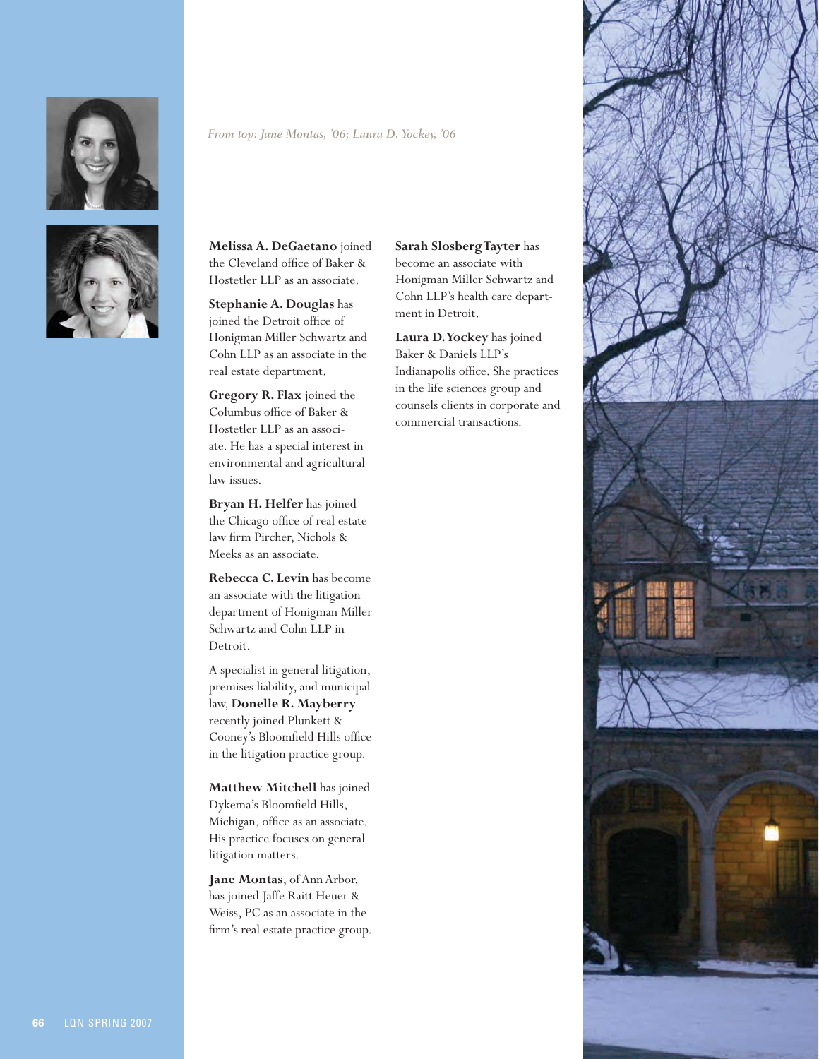*From top: Jane Montas, '06; Laura D. Yockey, '06*

**Melissa A. DeGaetano** joined the Cleveland office of Baker & Hostetler LLP as an associate.

**Stephanie A. Douglas** has joined the Detroit office of Honigman Miller Schwartz and Cohn LLP as an associate in the real estate department.

**Gregory R. Flax** joined the Columbus office of Baker & Hostetler LLP as an associate. He has a special interest in environmental and agricultural law issues.

**Bryan H. Helfer** has joined the Chicago office of real estate law firm Pircher, Nichols & Meeks as an associate.

**Rebecca C. Levin** has become an associate with the litigation department of Honigman Miller Schwartz and Cohn LLP in Detroit.

A specialist in general litigation, premises liability, and municipal law, **Donelle R. Mayberry** recently joined Plunkett & Cooney's Bloomfield Hills office in the litigation practice group.

**Matthew Mitchell** has joined Dykema's Bloomfield Hills, Michigan, office as an associate. His practice focuses on general litigation matters.

**Jane Montas**, of Ann Arbor, has joined Jaffe Raitt Heuer & Weiss, PC as an associate in the firm's real estate practice group.

**Sarah Slosberg Tayter** has become an associate with Honigman Miller Schwartz and Cohn LLP's health care department in Detroit.

**Laura D. Yockey** has joined Baker & Daniels LLP's Indianapolis office. She practices in the life sciences group and counsels clients in corporate and commercial transactions.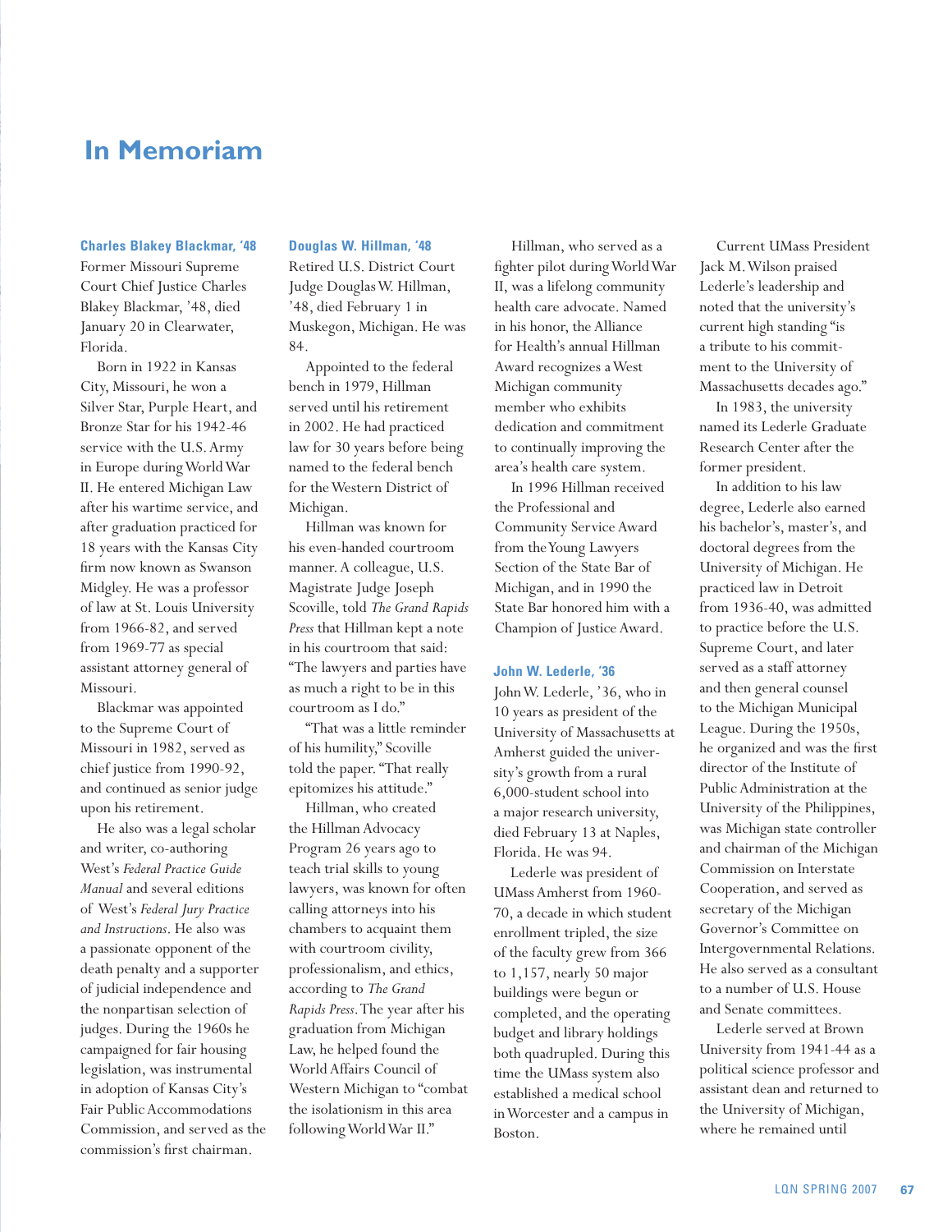# In Memoriam

**Charles Blakey Blackmar, '48**

Former Missouri Supreme Court Chief Justice Charles Blakey Blackmar, '48, died January 20 in Clearwater, Florida.

Born in 1922 in Kansas City, Missouri, he won a Silver Star, Purple Heart, and Bronze Star for his 1942-46 service with the U.S. Army in Europe during World War II. He entered Michigan Law after his wartime service, and after graduation practiced for 18 years with the Kansas City firm now known as Swanson Midgley. He was a professor of law at St. Louis University from 1966-82, and served from 1969-77 as special assistant attorney general of Missouri.

Blackmar was appointed to the Supreme Court of Missouri in 1982, served as chief justice from 1990-92, and continued as senior judge upon his retirement.

He also was a legal scholar and writer, co-authoring West's *Federal Practice Guide Manual* and several editions of West's *Federal Jury Practice and Instructions*. He also was a passionate opponent of the death penalty and a supporter of judicial independence and the nonpartisan selection of judges. During the 1960s he campaigned for fair housing legislation, was instrumental in adoption of Kansas City's Fair Public Accommodations Commission, and served as the commission's first chairman.

**Douglas W. Hillman, '48**

Retired U.S. District Court Judge Douglas W. Hillman, '48, died February 1 in Muskegon, Michigan. He was 84.

Appointed to the federal bench in 1979, Hillman served until his retirement in 2002. He had practiced law for 30 years before being named to the federal bench for the Western District of Michigan.

Hillman was known for his even-handed courtroom manner. A colleague, U.S. Magistrate Judge Joseph Scoville, told *The Grand Rapids Press* that Hillman kept a note in his courtroom that said: "The lawyers and parties have as much a right to be in this courtroom as I do."

"That was a little reminder of his humility," Scoville told the paper. "That really epitomizes his attitude."

Hillman, who created the Hillman Advocacy Program 26 years ago to teach trial skills to young lawyers, was known for often calling attorneys into his chambers to acquaint them with courtroom civility, professionalism, and ethics, according to *The Grand Rapids Press*. The year after his graduation from Michigan Law, he helped found the World Affairs Council of Western Michigan to "combat the isolationism in this area following World War II."

Hillman, who served as a fighter pilot during World War II, was a lifelong community health care advocate. Named in his honor, the Alliance for Health's annual Hillman Award recognizes a West Michigan community member who exhibits dedication and commitment to continually improving the area's health care system.

In 1996 Hillman received the Professional and Community Service Award from the Young Lawyers Section of the State Bar of Michigan, and in 1990 the State Bar honored him with a Champion of Justice Award.

**John W. Lederle, '36**

John W. Lederle, '36, who in 10 years as president of the University of Massachusetts at Amherst guided the university's growth from a rural 6,000-student school into a major research university, died February 13 at Naples, Florida. He was 94.

Lederle was president of UMass Amherst from 1960-70, a decade in which student enrollment tripled, the size of the faculty grew from 366 to 1,157, nearly 50 major buildings were begun or completed, and the operating budget and library holdings both quadrupled. During this time the UMass system also established a medical school in Worcester and a campus in Boston.

Current UMass President Jack M. Wilson praised Lederle's leadership and noted that the university's current high standing "is a tribute to his commitment to the University of Massachusetts decades ago."

In 1983, the university named its Lederle Graduate Research Center after the former president.

In addition to his law degree, Lederle also earned his bachelor's, master's, and doctoral degrees from the University of Michigan. He practiced law in Detroit from 1936-40, was admitted to practice before the U.S. Supreme Court, and later served as a staff attorney and then general counsel to the Michigan Municipal League. During the 1950s, he organized and was the first director of the Institute of Public Administration at the University of the Philippines, was Michigan state controller and chairman of the Michigan Commission on Interstate Cooperation, and served as secretary of the Michigan Governor's Committee on Intergovernmental Relations. He also served as a consultant to a number of U.S. House and Senate committees.

Lederle served at Brown University from 1941-44 as a political science professor and assistant dean and returned to the University of Michigan, where he remained until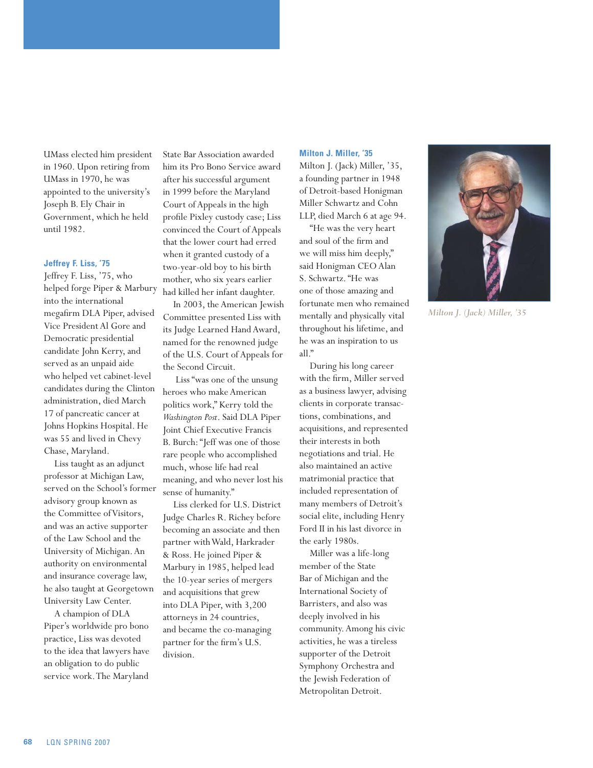UMass elected him president in 1960. Upon retiring from UMass in 1970, he was appointed to the university's Joseph B. Ely Chair in Government, which he held until 1982.

### Jeffrey F. Liss, '75

Jeffrey F. Liss, '75, who helped forge Piper & Marbury into the international megafirm DLA Piper, advised Vice President Al Gore and Democratic presidential candidate John Kerry, and served as an unpaid aide who helped vet cabinet-level candidates during the Clinton administration, died March 17 of pancreatic cancer at Johns Hopkins Hospital. He was 55 and lived in Chevy Chase, Maryland.

Liss taught as an adjunct professor at Michigan Law, served on the School's former advisory group known as the Committee of Visitors, and was an active supporter of the Law School and the University of Michigan. An authority on environmental and insurance coverage law, he also taught at Georgetown University Law Center.

A champion of DLA Piper's worldwide pro bono practice, Liss was devoted to the idea that lawyers have an obligation to do public service work. The Maryland State Bar Association awarded him its Pro Bono Service award after his successful argument in 1999 before the Maryland Court of Appeals in the high profile Pixley custody case; Liss convinced the Court of Appeals that the lower court had erred when it granted custody of a two-year-old boy to his birth mother, who six years earlier had killed her infant daughter.

In 2003, the American Jewish Committee presented Liss with its Judge Learned Hand Award, named for the renowned judge of the U.S. Court of Appeals for the Second Circuit.

Liss "was one of the unsung heroes who make American politics work," Kerry told the *Washington Post*. Said DLA Piper Joint Chief Executive Francis B. Burch: "Jeff was one of those rare people who accomplished much, whose life had real meaning, and who never lost his sense of humanity."

Liss clerked for U.S. District Judge Charles R. Richey before becoming an associate and then partner with Wald, Harkrader & Ross. He joined Piper & Marbury in 1985, helped lead the 10-year series of mergers and acquisitions that grew into DLA Piper, with 3,200 attorneys in 24 countries, and became the co-managing partner for the firm's U.S. division.

### Milton J. Miller, '35

Milton J. (Jack) Miller, '35, a founding partner in 1948 of Detroit-based Honigman Miller Schwartz and Cohn LLP, died March 6 at age 94.

"He was the very heart and soul of the firm and we will miss him deeply," said Honigman CEO Alan S. Schwartz. "He was one of those amazing and fortunate men who remained mentally and physically vital throughout his lifetime, and he was an inspiration to us all."

During his long career with the firm, Miller served as a business lawyer, advising clients in corporate transactions, combinations, and acquisitions, and represented their interests in both negotiations and trial. He also maintained an active matrimonial practice that included representation of many members of Detroit's social elite, including Henry Ford II in his last divorce in the early 1980s.

Miller was a life-long member of the State Bar of Michigan and the International Society of Barristers, and also was deeply involved in his community. Among his civic activities, he was a tireless supporter of the Detroit Symphony Orchestra and the Jewish Federation of Metropolitan Detroit.

*Milton J. (Jack) Miller, '35*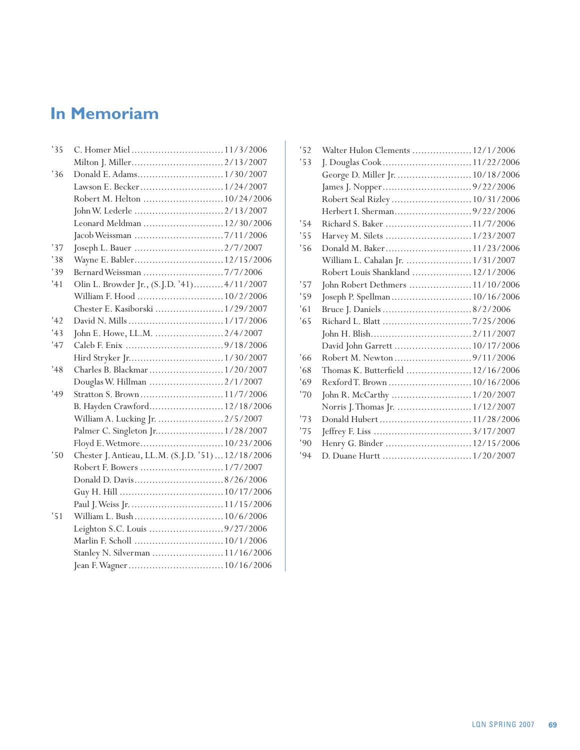# In Memoriam

| | | |
|---|---|---|
| '35 | C. Homer Miel | 11/3/2006 |
| | Milton J. Miller | 2/13/2007 |
| '36 | Donald E. Adams | 1/30/2007 |
| | Lawson E. Becker | 1/24/2007 |
| | Robert M. Helton | 10/24/2006 |
| | John W. Lederle | 2/13/2007 |
| | Leonard Meldman | 12/30/2006 |
| | Jacob Weissman | 7/11/2006 |
| '37 | Joseph L. Bauer | 2/7/2007 |
| '38 | Wayne E. Babler | 12/15/2006 |
| '39 | Bernard Weissman | 7/7/2006 |
| '41 | Olin L. Browder Jr., (S.J.D. '41) | 4/11/2007 |
| | William F. Hood | 10/2/2006 |
| | Chester E. Kasiborski | 1/29/2007 |
| '42 | David N. Mills | 1/17/2006 |
| '43 | John E. Howe, LL.M. | 2/4/2007 |
| '47 | Caleb F. Enix | 9/18/2006 |
| | Hird Stryker Jr. | 1/30/2007 |
| '48 | Charles B. Blackmar | 1/20/2007 |
| | Douglas W. Hillman | 2/1/2007 |
| '49 | Stratton S. Brown | 11/7/2006 |
| | B. Hayden Crawford | 12/18/2006 |
| | William A. Lucking Jr. | 2/5/2007 |
| | Palmer C. Singleton Jr. | 1/28/2007 |
| | Floyd E. Wetmore | 10/23/2006 |
| '50 | Chester J. Antieau, LL.M. (S.J.D. '51) | 12/18/2006 |
| | Robert F. Bowers | 1/7/2007 |
| | Donald D. Davis | 8/26/2006 |
| | Guy H. Hill | 10/17/2006 |
| | Paul J. Weiss Jr. | 11/15/2006 |
| '51 | William L. Bush | 10/6/2006 |
| | Leighton S.C. Louis | 9/27/2006 |
| | Marlin F. Scholl | 10/1/2006 |
| | Stanley N. Silverman | 11/16/2006 |
| | Jean F. Wagner | 10/16/2006 |
| '52 | Walter Hulon Clements | 12/1/2006 |
| '53 | J. Douglas Cook | 11/22/2006 |
| | George D. Miller Jr. | 10/18/2006 |
| | James J. Nopper | 9/22/2006 |
| | Robert Seal Rizley | 10/31/2006 |
| | Herbert I. Sherman | 9/22/2006 |
| '54 | Richard S. Baker | 11/7/2006 |
| '55 | Harvey M. Silets | 1/23/2007 |
| '56 | Donald M. Baker | 11/23/2006 |
| | William L. Cahalan Jr. | 1/31/2007 |
| | Robert Louis Shankland | 12/1/2006 |
| '57 | John Robert Dethmers | 11/10/2006 |
| '59 | Joseph P. Spellman | 10/16/2006 |
| '61 | Bruce J. Daniels | 8/2/2006 |
| '65 | Richard L. Blatt | 7/25/2006 |
| | John H. Blish | 2/11/2007 |
| | David John Garrett | 10/17/2006 |
| '66 | Robert M. Newton | 9/11/2006 |
| '68 | Thomas K. Butterfield | 12/16/2006 |
| '69 | Rexford T. Brown | 10/16/2006 |
| '70 | John R. McCarthy | 1/20/2007 |
| | Norris J. Thomas Jr. | 1/12/2007 |
| '73 | Donald Hubert | 11/28/2006 |
| '75 | Jeffrey F. Liss | 3/17/2007 |
| '90 | Henry G. Binder | 12/15/2006 |
| '94 | D. Duane Hurtt | 1/20/2007 |